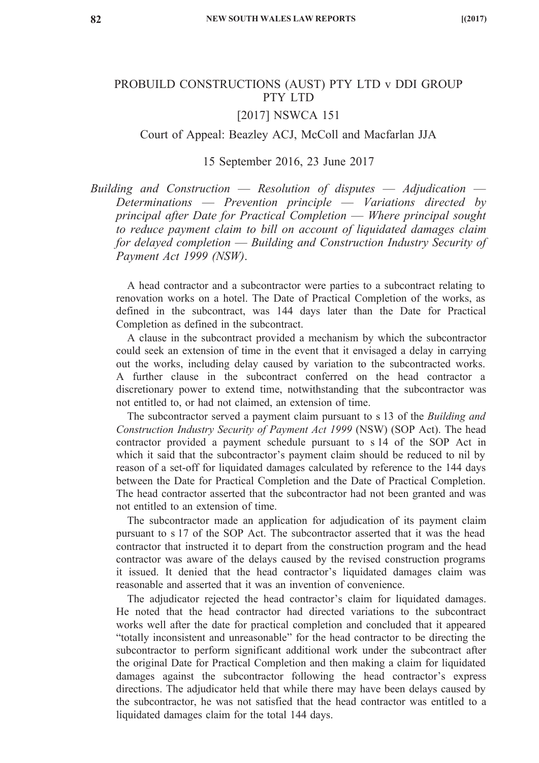# PROBUILD CONSTRUCTIONS (AUST) PTY LTD v DDI GROUP PTY LTD

[2017] NSWCA 151

Court of Appeal: Beazley ACJ, McColl and Macfarlan JJA

15 September 2016, 23 June 2017

*Building and Construction — Resolution of disputes — Adjudication — Determinations — Prevention principle — Variations directed by principal after Date for Practical Completion — Where principal sought to reduce payment claim to bill on account of liquidated damages claim for delayed completion — Building and Construction Industry Security of Payment Act 1999 (NSW).*

A head contractor and a subcontractor were parties to a subcontract relating to renovation works on a hotel. The Date of Practical Completion of the works, as defined in the subcontract, was 144 days later than the Date for Practical Completion as defined in the subcontract.

A clause in the subcontract provided a mechanism by which the subcontractor could seek an extension of time in the event that it envisaged a delay in carrying out the works, including delay caused by variation to the subcontracted works. A further clause in the subcontract conferred on the head contractor a discretionary power to extend time, notwithstanding that the subcontractor was not entitled to, or had not claimed, an extension of time.

The subcontractor served a payment claim pursuant to s 13 of the *Building and Construction Industry Security of Payment Act 1999* (NSW) (SOP Act). The head contractor provided a payment schedule pursuant to s 14 of the SOP Act in which it said that the subcontractor's payment claim should be reduced to nil by reason of a set-off for liquidated damages calculated by reference to the 144 days between the Date for Practical Completion and the Date of Practical Completion. The head contractor asserted that the subcontractor had not been granted and was not entitled to an extension of time.

The subcontractor made an application for adjudication of its payment claim pursuant to s 17 of the SOP Act. The subcontractor asserted that it was the head contractor that instructed it to depart from the construction program and the head contractor was aware of the delays caused by the revised construction programs it issued. It denied that the head contractor's liquidated damages claim was reasonable and asserted that it was an invention of convenience.

The adjudicator rejected the head contractor's claim for liquidated damages. He noted that the head contractor had directed variations to the subcontract works well after the date for practical completion and concluded that it appeared "totally inconsistent and unreasonable" for the head contractor to be directing the subcontractor to perform significant additional work under the subcontract after the original Date for Practical Completion and then making a claim for liquidated damages against the subcontractor following the head contractor's express directions. The adjudicator held that while there may have been delays caused by the subcontractor, he was not satisfied that the head contractor was entitled to a liquidated damages claim for the total 144 days.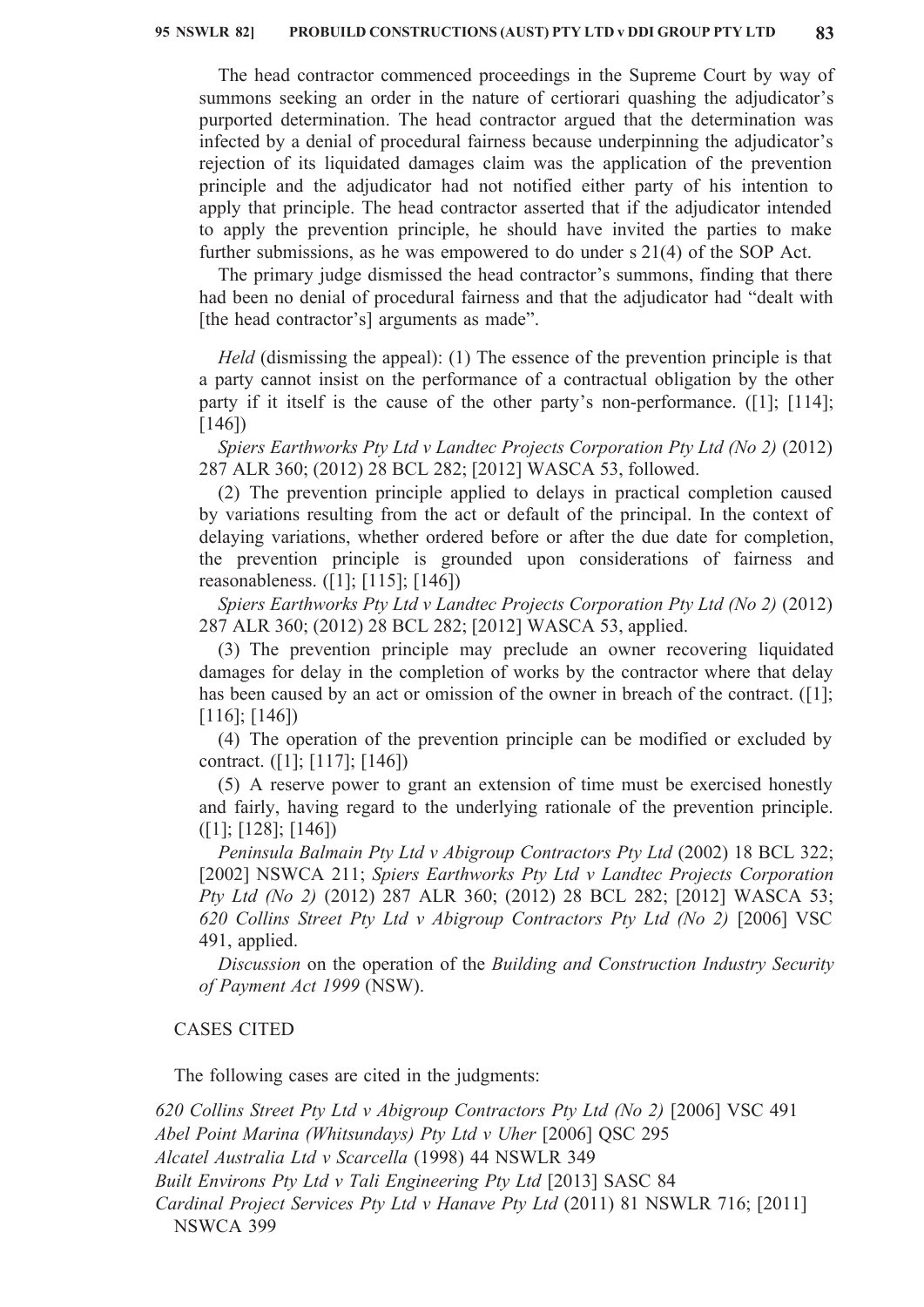The head contractor commenced proceedings in the Supreme Court by way of summons seeking an order in the nature of certiorari quashing the adjudicator's purported determination. The head contractor argued that the determination was infected by a denial of procedural fairness because underpinning the adjudicator's rejection of its liquidated damages claim was the application of the prevention principle and the adjudicator had not notified either party of his intention to apply that principle. The head contractor asserted that if the adjudicator intended to apply the prevention principle, he should have invited the parties to make further submissions, as he was empowered to do under s 21(4) of the SOP Act.

The primary judge dismissed the head contractor's summons, finding that there had been no denial of procedural fairness and that the adjudicator had "dealt with [the head contractor's] arguments as made".

*Held* (dismissing the appeal): (1) The essence of the prevention principle is that a party cannot insist on the performance of a contractual obligation by the other party if it itself is the cause of the other party's non-performance. ([1]; [114]; [146])

*Spiers Earthworks Pty Ltd v Landtec Projects Corporation Pty Ltd (No 2)* (2012) 287 ALR 360; (2012) 28 BCL 282; [2012] WASCA 53, followed.

(2) The prevention principle applied to delays in practical completion caused by variations resulting from the act or default of the principal. In the context of delaying variations, whether ordered before or after the due date for completion, the prevention principle is grounded upon considerations of fairness and reasonableness. ([1]; [115]; [146])

*Spiers Earthworks Pty Ltd v Landtec Projects Corporation Pty Ltd (No 2)* (2012) 287 ALR 360; (2012) 28 BCL 282; [2012] WASCA 53, applied.

(3) The prevention principle may preclude an owner recovering liquidated damages for delay in the completion of works by the contractor where that delay has been caused by an act or omission of the owner in breach of the contract. ([1]; [116]; [146])

(4) The operation of the prevention principle can be modified or excluded by contract. ([1]; [117]; [146])

(5) A reserve power to grant an extension of time must be exercised honestly and fairly, having regard to the underlying rationale of the prevention principle. ([1]; [128]; [146])

*Peninsula Balmain Pty Ltd v Abigroup Contractors Pty Ltd* (2002) 18 BCL 322; [2002] NSWCA 211; *Spiers Earthworks Pty Ltd v Landtec Projects Corporation Pty Ltd (No 2)* (2012) 287 ALR 360; (2012) 28 BCL 282; [2012] WASCA 53; *620 Collins Street Pty Ltd v Abigroup Contractors Pty Ltd (No 2)* [2006] VSC 491, applied.

*Discussion* on the operation of the *Building and Construction Industry Security of Payment Act 1999* (NSW).

CASES CITED

The following cases are cited in the judgments:

*620 Collins Street Pty Ltd v Abigroup Contractors Pty Ltd (No 2)* [2006] VSC 491
*Abel Point Marina (Whitsundays) Pty Ltd v Uher* [2006] QSC 295
*Alcatel Australia Ltd v Scarcella* (1998) 44 NSWLR 349
*Built Environs Pty Ltd v Tali Engineering Pty Ltd* [2013] SASC 84
*Cardinal Project Services Pty Ltd v Hanave Pty Ltd* (2011) 81 NSWLR 716; [2011] NSWCA 399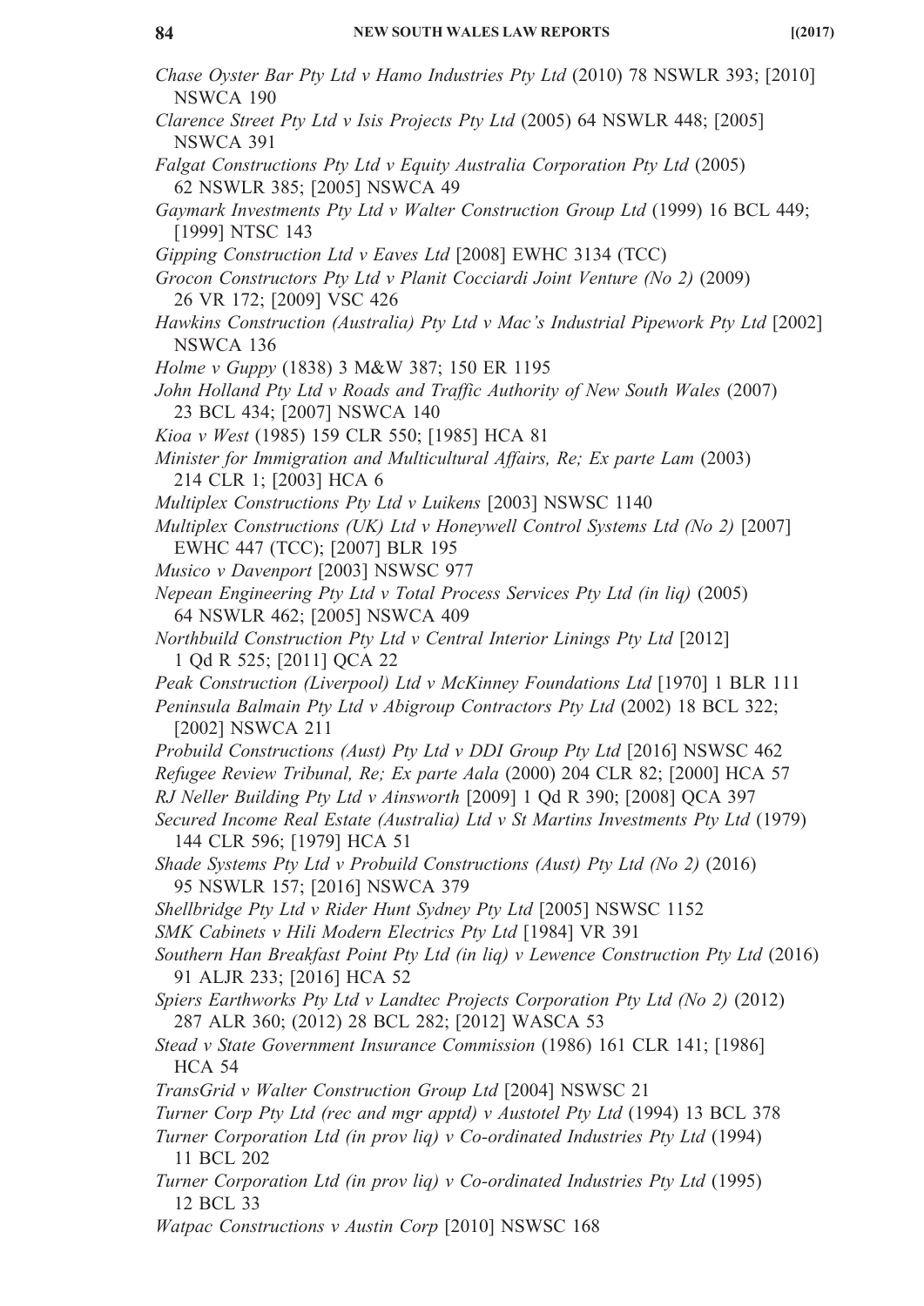*Chase Oyster Bar Pty Ltd v Hamo Industries Pty Ltd* (2010) 78 NSWLR 393; [2010] NSWCA 190

*Clarence Street Pty Ltd v Isis Projects Pty Ltd* (2005) 64 NSWLR 448; [2005] NSWCA 391

*Falgat Constructions Pty Ltd v Equity Australia Corporation Pty Ltd* (2005) 62 NSWLR 385; [2005] NSWCA 49

*Gaymark Investments Pty Ltd v Walter Construction Group Ltd* (1999) 16 BCL 449; [1999] NTSC 143

*Gipping Construction Ltd v Eaves Ltd* [2008] EWHC 3134 (TCC)

*Grocon Constructors Pty Ltd v Planit Cocciardi Joint Venture (No 2)* (2009) 26 VR 172; [2009] VSC 426

*Hawkins Construction (Australia) Pty Ltd v Mac's Industrial Pipework Pty Ltd* [2002] NSWCA 136

*Holme v Guppy* (1838) 3 M&W 387; 150 ER 1195

*John Holland Pty Ltd v Roads and Traffic Authority of New South Wales* (2007) 23 BCL 434; [2007] NSWCA 140

*Kioa v West* (1985) 159 CLR 550; [1985] HCA 81

*Minister for Immigration and Multicultural Affairs, Re; Ex parte Lam* (2003) 214 CLR 1; [2003] HCA 6

*Multiplex Constructions Pty Ltd v Luikens* [2003] NSWSC 1140

*Multiplex Constructions (UK) Ltd v Honeywell Control Systems Ltd (No 2)* [2007] EWHC 447 (TCC); [2007] BLR 195

*Musico v Davenport* [2003] NSWSC 977

*Nepean Engineering Pty Ltd v Total Process Services Pty Ltd (in liq)* (2005) 64 NSWLR 462; [2005] NSWCA 409

*Northbuild Construction Pty Ltd v Central Interior Linings Pty Ltd* [2012] 1 Qd R 525; [2011] QCA 22

*Peak Construction (Liverpool) Ltd v McKinney Foundations Ltd* [1970] 1 BLR 111

*Peninsula Balmain Pty Ltd v Abigroup Contractors Pty Ltd* (2002) 18 BCL 322; [2002] NSWCA 211

*Probuild Constructions (Aust) Pty Ltd v DDI Group Pty Ltd* [2016] NSWSC 462

*Refugee Review Tribunal, Re; Ex parte Aala* (2000) 204 CLR 82; [2000] HCA 57

*RJ Neller Building Pty Ltd v Ainsworth* [2009] 1 Qd R 390; [2008] QCA 397

*Secured Income Real Estate (Australia) Ltd v St Martins Investments Pty Ltd* (1979) 144 CLR 596; [1979] HCA 51

*Shade Systems Pty Ltd v Probuild Constructions (Aust) Pty Ltd (No 2)* (2016) 95 NSWLR 157; [2016] NSWCA 379

*Shellbridge Pty Ltd v Rider Hunt Sydney Pty Ltd* [2005] NSWSC 1152

*SMK Cabinets v Hili Modern Electrics Pty Ltd* [1984] VR 391

*Southern Han Breakfast Point Pty Ltd (in liq) v Lewence Construction Pty Ltd* (2016) 91 ALJR 233; [2016] HCA 52

*Spiers Earthworks Pty Ltd v Landtec Projects Corporation Pty Ltd (No 2)* (2012) 287 ALR 360; (2012) 28 BCL 282; [2012] WASCA 53

*Stead v State Government Insurance Commission* (1986) 161 CLR 141; [1986] HCA 54

*TransGrid v Walter Construction Group Ltd* [2004] NSWSC 21

*Turner Corp Pty Ltd (rec and mgr apptd) v Austotel Pty Ltd* (1994) 13 BCL 378

*Turner Corporation Ltd (in prov liq) v Co-ordinated Industries Pty Ltd* (1994) 11 BCL 202

*Turner Corporation Ltd (in prov liq) v Co-ordinated Industries Pty Ltd* (1995) 12 BCL 33

*Watpac Constructions v Austin Corp* [2010] NSWSC 168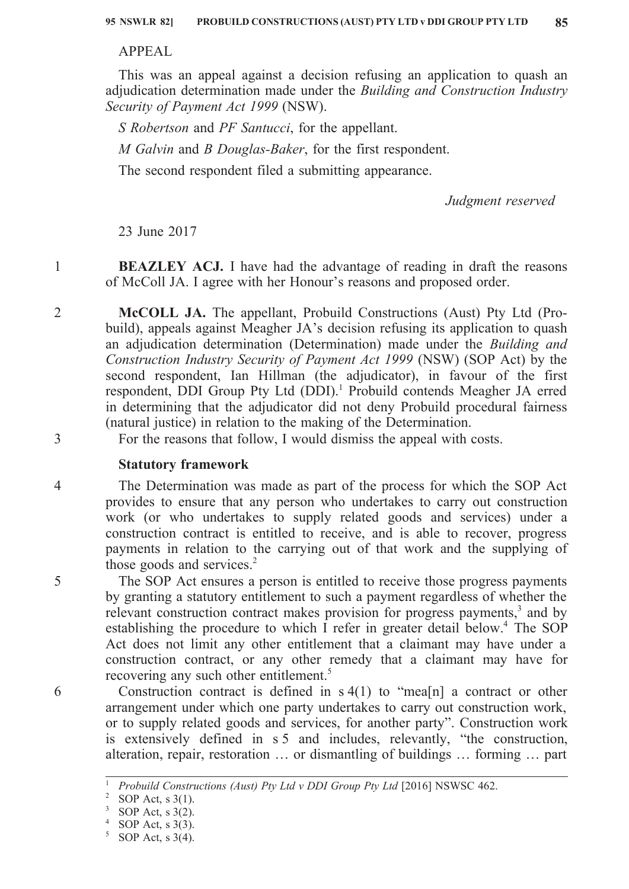APPEAL

This was an appeal against a decision refusing an application to quash an adjudication determination made under the *Building and Construction Industry Security of Payment Act 1999* (NSW).

*S Robertson* and *PF Santucci*, for the appellant.

*M Galvin* and *B Douglas-Baker*, for the first respondent.

The second respondent filed a submitting appearance.

*Judgment reserved*

23 June 2017

1 **BEAZLEY ACJ.** I have had the advantage of reading in draft the reasons of McColl JA. I agree with her Honour's reasons and proposed order.

2 **McCOLL JA.** The appellant, Probuild Constructions (Aust) Pty Ltd (Probuild), appeals against Meagher JA's decision refusing its application to quash an adjudication determination (Determination) made under the *Building and Construction Industry Security of Payment Act 1999* (NSW) (SOP Act) by the second respondent, Ian Hillman (the adjudicator), in favour of the first respondent, DDI Group Pty Ltd (DDI).[1] Probuild contends Meagher JA erred in determining that the adjudicator did not deny Probuild procedural fairness (natural justice) in relation to the making of the Determination.

3 For the reasons that follow, I would dismiss the appeal with costs.

### Statutory framework

4 The Determination was made as part of the process for which the SOP Act provides to ensure that any person who undertakes to carry out construction work (or who undertakes to supply related goods and services) under a construction contract is entitled to receive, and is able to recover, progress payments in relation to the carrying out of that work and the supplying of those goods and services.[2]

5 The SOP Act ensures a person is entitled to receive those progress payments by granting a statutory entitlement to such a payment regardless of whether the relevant construction contract makes provision for progress payments,[3] and by establishing the procedure to which I refer in greater detail below.[4] The SOP Act does not limit any other entitlement that a claimant may have under a construction contract, or any other remedy that a claimant may have for recovering any such other entitlement.[5]

6 Construction contract is defined in s 4(1) to "mea[n] a contract or other arrangement under which one party undertakes to carry out construction work, or to supply related goods and services, for another party". Construction work is extensively defined in s 5 and includes, relevantly, "the construction, alteration, repair, restoration … or dismantling of buildings … forming … part

---

[1] *Probuild Constructions (Aust) Pty Ltd v DDI Group Pty Ltd* [2016] NSWSC 462.

[2] SOP Act, s 3(1).

[3] SOP Act, s 3(2).

[4] SOP Act, s 3(3).

[5] SOP Act, s 3(4).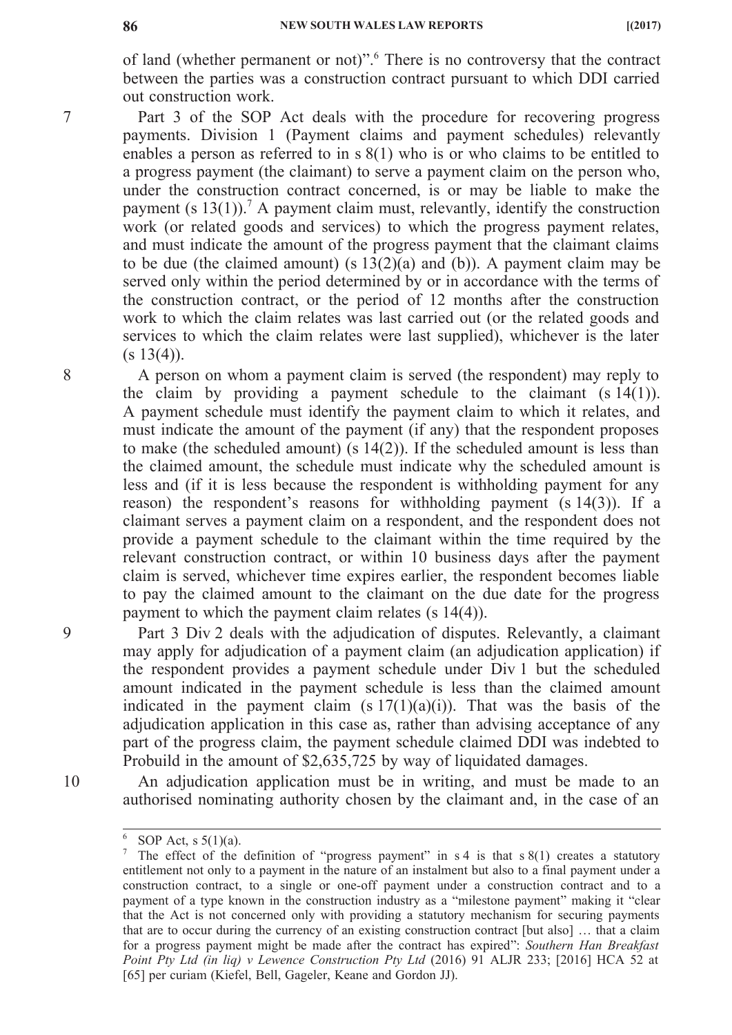of land (whether permanent or not)".[6] There is no controversy that the contract between the parties was a construction contract pursuant to which DDI carried out construction work.

7 Part 3 of the SOP Act deals with the procedure for recovering progress payments. Division 1 (Payment claims and payment schedules) relevantly enables a person as referred to in s 8(1) who is or who claims to be entitled to a progress payment (the claimant) to serve a payment claim on the person who, under the construction contract concerned, is or may be liable to make the payment (s 13(1)).[7] A payment claim must, relevantly, identify the construction work (or related goods and services) to which the progress payment relates, and must indicate the amount of the progress payment that the claimant claims to be due (the claimed amount) (s 13(2)(a) and (b)). A payment claim may be served only within the period determined by or in accordance with the terms of the construction contract, or the period of 12 months after the construction work to which the claim relates was last carried out (or the related goods and services to which the claim relates were last supplied), whichever is the later (s 13(4)).

8 A person on whom a payment claim is served (the respondent) may reply to the claim by providing a payment schedule to the claimant (s 14(1)). A payment schedule must identify the payment claim to which it relates, and must indicate the amount of the payment (if any) that the respondent proposes to make (the scheduled amount) (s 14(2)). If the scheduled amount is less than the claimed amount, the schedule must indicate why the scheduled amount is less and (if it is less because the respondent is withholding payment for any reason) the respondent's reasons for withholding payment (s 14(3)). If a claimant serves a payment claim on a respondent, and the respondent does not provide a payment schedule to the claimant within the time required by the relevant construction contract, or within 10 business days after the payment claim is served, whichever time expires earlier, the respondent becomes liable to pay the claimed amount to the claimant on the due date for the progress payment to which the payment claim relates (s 14(4)).

9 Part 3 Div 2 deals with the adjudication of disputes. Relevantly, a claimant may apply for adjudication of a payment claim (an adjudication application) if the respondent provides a payment schedule under Div 1 but the scheduled amount indicated in the payment schedule is less than the claimed amount indicated in the payment claim (s 17(1)(a)(i)). That was the basis of the adjudication application in this case as, rather than advising acceptance of any part of the progress claim, the payment schedule claimed DDI was indebted to Probuild in the amount of $2,635,725 by way of liquidated damages.

10 An adjudication application must be in writing, and must be made to an authorised nominating authority chosen by the claimant and, in the case of an

---

[6] SOP Act, s 5(1)(a).

[7] The effect of the definition of "progress payment" in s 4 is that s 8(1) creates a statutory entitlement not only to a payment in the nature of an instalment but also to a final payment under a construction contract, to a single or one-off payment under a construction contract and to a payment of a type known in the construction industry as a "milestone payment" making it "clear that the Act is not concerned only with providing a statutory mechanism for securing payments that are to occur during the currency of an existing construction contract [but also] … that a claim for a progress payment might be made after the contract has expired": *Southern Han Breakfast Point Pty Ltd (in liq) v Lewence Construction Pty Ltd* (2016) 91 ALJR 233; [2016] HCA 52 at [65] per curiam (Kiefel, Bell, Gageler, Keane and Gordon JJ).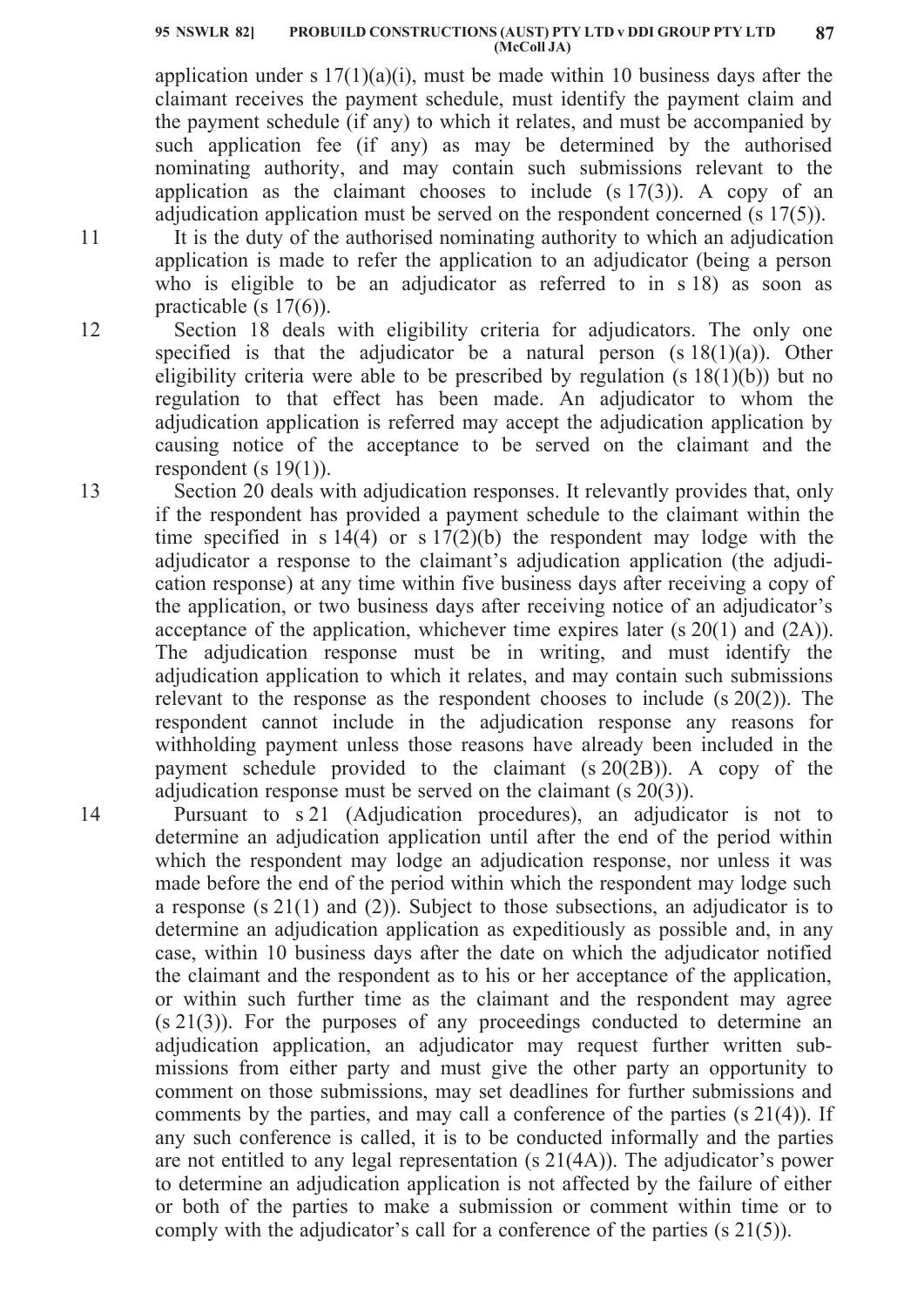application under s 17(1)(a)(i), must be made within 10 business days after the claimant receives the payment schedule, must identify the payment claim and the payment schedule (if any) to which it relates, and must be accompanied by such application fee (if any) as may be determined by the authorised nominating authority, and may contain such submissions relevant to the application as the claimant chooses to include (s 17(3)). A copy of an adjudication application must be served on the respondent concerned (s 17(5)).

11 It is the duty of the authorised nominating authority to which an adjudication application is made to refer the application to an adjudicator (being a person who is eligible to be an adjudicator as referred to in s 18) as soon as practicable (s 17(6)).

12 Section 18 deals with eligibility criteria for adjudicators. The only one specified is that the adjudicator be a natural person (s 18(1)(a)). Other eligibility criteria were able to be prescribed by regulation (s 18(1)(b)) but no regulation to that effect has been made. An adjudicator to whom the adjudication application is referred may accept the adjudication application by causing notice of the acceptance to be served on the claimant and the respondent (s 19(1)).

13 Section 20 deals with adjudication responses. It relevantly provides that, only if the respondent has provided a payment schedule to the claimant within the time specified in s 14(4) or s 17(2)(b) the respondent may lodge with the adjudicator a response to the claimant's adjudication application (the adjudication response) at any time within five business days after receiving a copy of the application, or two business days after receiving notice of an adjudicator's acceptance of the application, whichever time expires later (s 20(1) and (2A)). The adjudication response must be in writing, and must identify the adjudication application to which it relates, and may contain such submissions relevant to the response as the respondent chooses to include (s 20(2)). The respondent cannot include in the adjudication response any reasons for withholding payment unless those reasons have already been included in the payment schedule provided to the claimant (s 20(2B)). A copy of the adjudication response must be served on the claimant (s 20(3)).

14 Pursuant to s 21 (Adjudication procedures), an adjudicator is not to determine an adjudication application until after the end of the period within which the respondent may lodge an adjudication response, nor unless it was made before the end of the period within which the respondent may lodge such a response (s 21(1) and (2)). Subject to those subsections, an adjudicator is to determine an adjudication application as expeditiously as possible and, in any case, within 10 business days after the date on which the adjudicator notified the claimant and the respondent as to his or her acceptance of the application, or within such further time as the claimant and the respondent may agree (s 21(3)). For the purposes of any proceedings conducted to determine an adjudication application, an adjudicator may request further written submissions from either party and must give the other party an opportunity to comment on those submissions, may set deadlines for further submissions and comments by the parties, and may call a conference of the parties (s 21(4)). If any such conference is called, it is to be conducted informally and the parties are not entitled to any legal representation (s 21(4A)). The adjudicator's power to determine an adjudication application is not affected by the failure of either or both of the parties to make a submission or comment within time or to comply with the adjudicator's call for a conference of the parties (s 21(5)).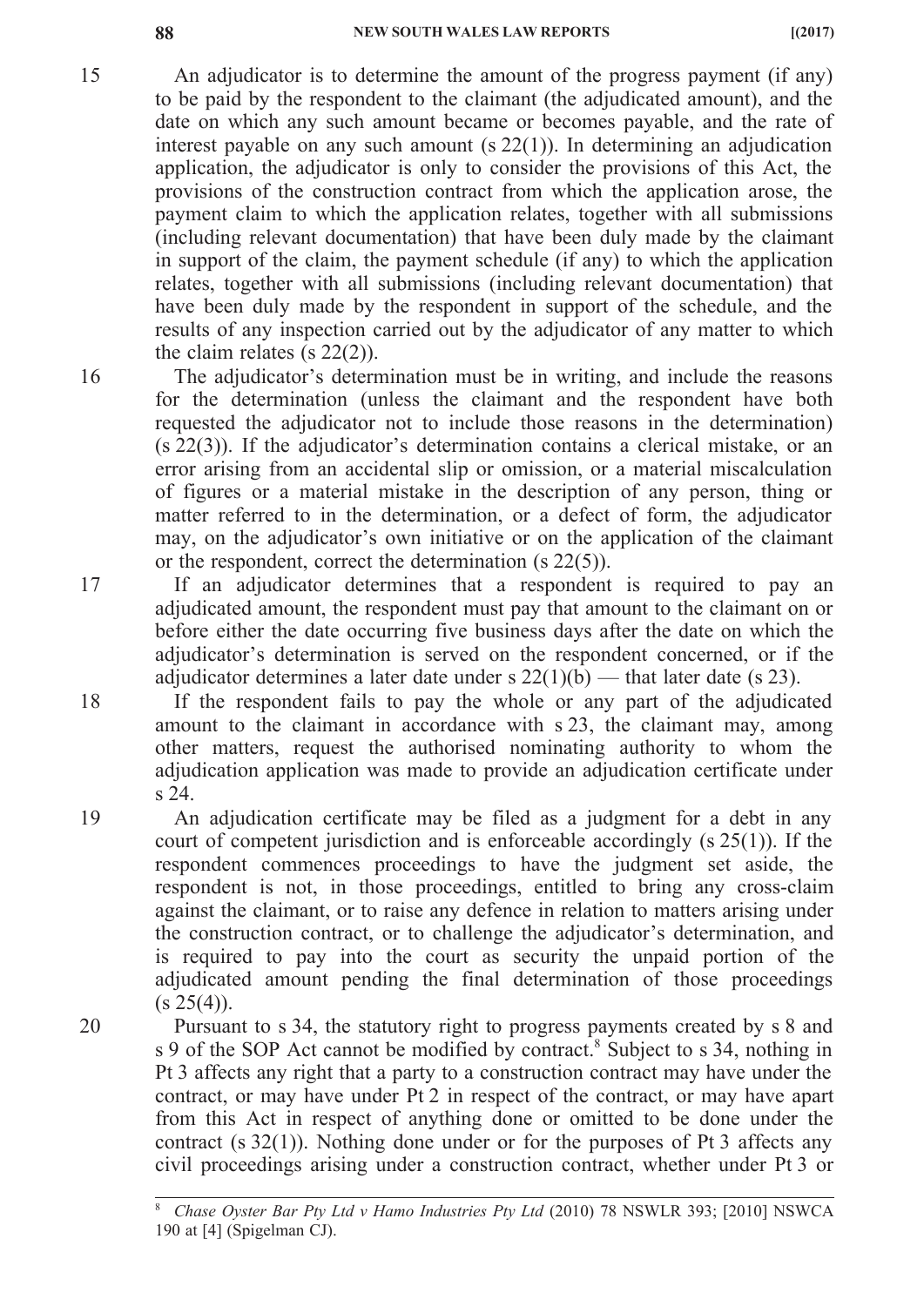15 An adjudicator is to determine the amount of the progress payment (if any) to be paid by the respondent to the claimant (the adjudicated amount), and the date on which any such amount became or becomes payable, and the rate of interest payable on any such amount (s 22(1)). In determining an adjudication application, the adjudicator is only to consider the provisions of this Act, the provisions of the construction contract from which the application arose, the payment claim to which the application relates, together with all submissions (including relevant documentation) that have been duly made by the claimant in support of the claim, the payment schedule (if any) to which the application relates, together with all submissions (including relevant documentation) that have been duly made by the respondent in support of the schedule, and the results of any inspection carried out by the adjudicator of any matter to which the claim relates (s 22(2)).

16 The adjudicator's determination must be in writing, and include the reasons for the determination (unless the claimant and the respondent have both requested the adjudicator not to include those reasons in the determination) (s 22(3)). If the adjudicator's determination contains a clerical mistake, or an error arising from an accidental slip or omission, or a material miscalculation of figures or a material mistake in the description of any person, thing or matter referred to in the determination, or a defect of form, the adjudicator may, on the adjudicator's own initiative or on the application of the claimant or the respondent, correct the determination (s 22(5)).

17 If an adjudicator determines that a respondent is required to pay an adjudicated amount, the respondent must pay that amount to the claimant on or before either the date occurring five business days after the date on which the adjudicator's determination is served on the respondent concerned, or if the adjudicator determines a later date under s 22(1)(b) — that later date (s 23).

18 If the respondent fails to pay the whole or any part of the adjudicated amount to the claimant in accordance with s 23, the claimant may, among other matters, request the authorised nominating authority to whom the adjudication application was made to provide an adjudication certificate under s 24.

19 An adjudication certificate may be filed as a judgment for a debt in any court of competent jurisdiction and is enforceable accordingly (s 25(1)). If the respondent commences proceedings to have the judgment set aside, the respondent is not, in those proceedings, entitled to bring any cross-claim against the claimant, or to raise any defence in relation to matters arising under the construction contract, or to challenge the adjudicator's determination, and is required to pay into the court as security the unpaid portion of the adjudicated amount pending the final determination of those proceedings (s 25(4)).

20 Pursuant to s 34, the statutory right to progress payments created by s 8 and s 9 of the SOP Act cannot be modified by contract.[8] Subject to s 34, nothing in Pt 3 affects any right that a party to a construction contract may have under the contract, or may have under Pt 2 in respect of the contract, or may have apart from this Act in respect of anything done or omitted to be done under the contract (s 32(1)). Nothing done under or for the purposes of Pt 3 affects any civil proceedings arising under a construction contract, whether under Pt 3 or

---

[8] *Chase Oyster Bar Pty Ltd v Hamo Industries Pty Ltd* (2010) 78 NSWLR 393; [2010] NSWCA 190 at [4] (Spigelman CJ).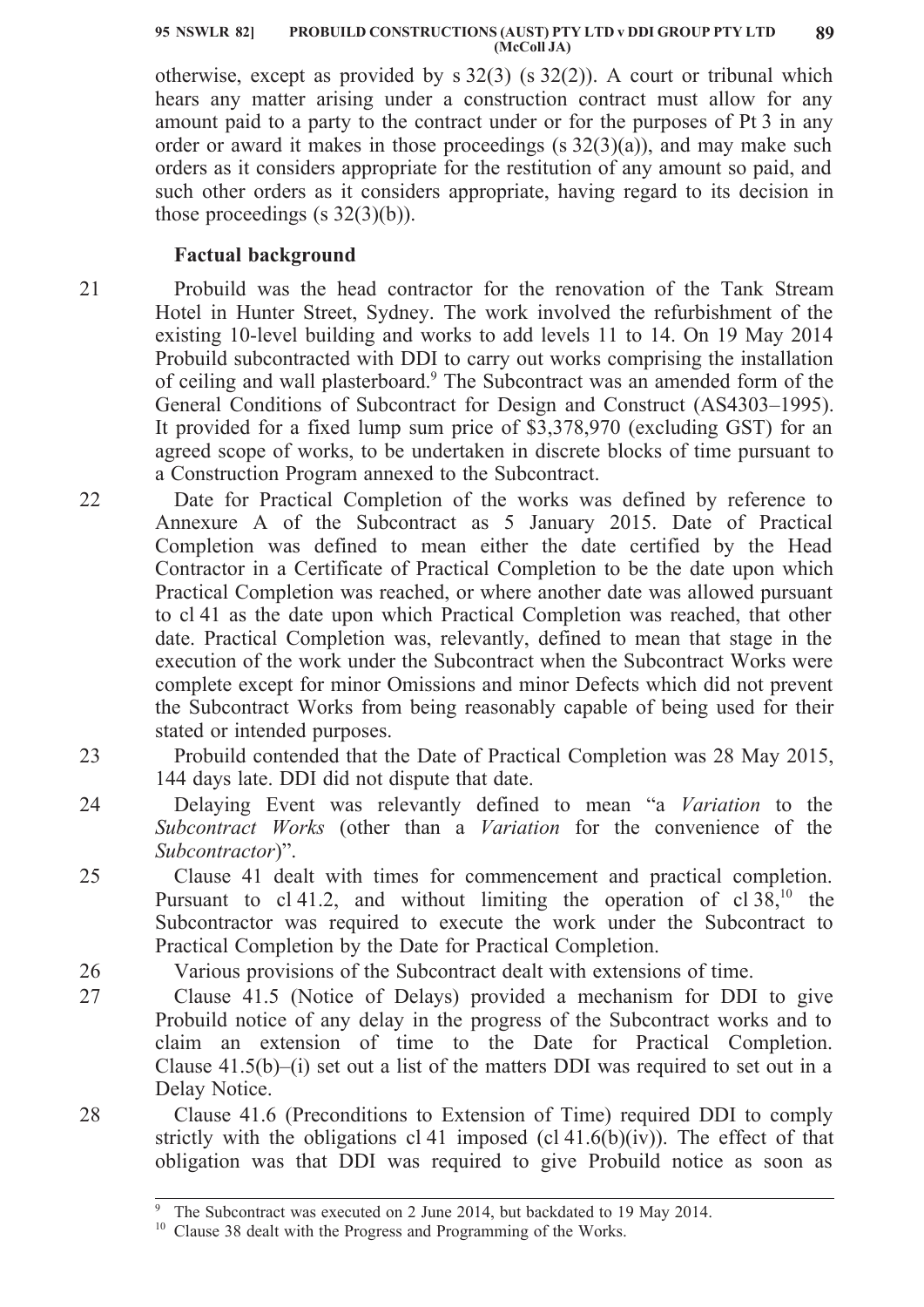otherwise, except as provided by s 32(3) (s 32(2)). A court or tribunal which hears any matter arising under a construction contract must allow for any amount paid to a party to the contract under or for the purposes of Pt 3 in any order or award it makes in those proceedings (s 32(3)(a)), and may make such orders as it considers appropriate for the restitution of any amount so paid, and such other orders as it considers appropriate, having regard to its decision in those proceedings (s 32(3)(b)).

**Factual background**

21 Probuild was the head contractor for the renovation of the Tank Stream Hotel in Hunter Street, Sydney. The work involved the refurbishment of the existing 10-level building and works to add levels 11 to 14. On 19 May 2014 Probuild subcontracted with DDI to carry out works comprising the installation of ceiling and wall plasterboard.[9] The Subcontract was an amended form of the General Conditions of Subcontract for Design and Construct (AS4303–1995). It provided for a fixed lump sum price of $3,378,970 (excluding GST) for an agreed scope of works, to be undertaken in discrete blocks of time pursuant to a Construction Program annexed to the Subcontract.

22 Date for Practical Completion of the works was defined by reference to Annexure A of the Subcontract as 5 January 2015. Date of Practical Completion was defined to mean either the date certified by the Head Contractor in a Certificate of Practical Completion to be the date upon which Practical Completion was reached, or where another date was allowed pursuant to cl 41 as the date upon which Practical Completion was reached, that other date. Practical Completion was, relevantly, defined to mean that stage in the execution of the work under the Subcontract when the Subcontract Works were complete except for minor Omissions and minor Defects which did not prevent the Subcontract Works from being reasonably capable of being used for their stated or intended purposes.

23 Probuild contended that the Date of Practical Completion was 28 May 2015, 144 days late. DDI did not dispute that date.

24 Delaying Event was relevantly defined to mean "a *Variation* to the *Subcontract Works* (other than a *Variation* for the convenience of the *Subcontractor*)".

25 Clause 41 dealt with times for commencement and practical completion. Pursuant to cl 41.2, and without limiting the operation of cl 38,[10] the Subcontractor was required to execute the work under the Subcontract to Practical Completion by the Date for Practical Completion.

26 Various provisions of the Subcontract dealt with extensions of time.

27 Clause 41.5 (Notice of Delays) provided a mechanism for DDI to give Probuild notice of any delay in the progress of the Subcontract works and to claim an extension of time to the Date for Practical Completion. Clause 41.5(b)–(i) set out a list of the matters DDI was required to set out in a Delay Notice.

28 Clause 41.6 (Preconditions to Extension of Time) required DDI to comply strictly with the obligations cl 41 imposed (cl 41.6(b)(iv)). The effect of that obligation was that DDI was required to give Probuild notice as soon as

---

[9] The Subcontract was executed on 2 June 2014, but backdated to 19 May 2014.

[10] Clause 38 dealt with the Progress and Programming of the Works.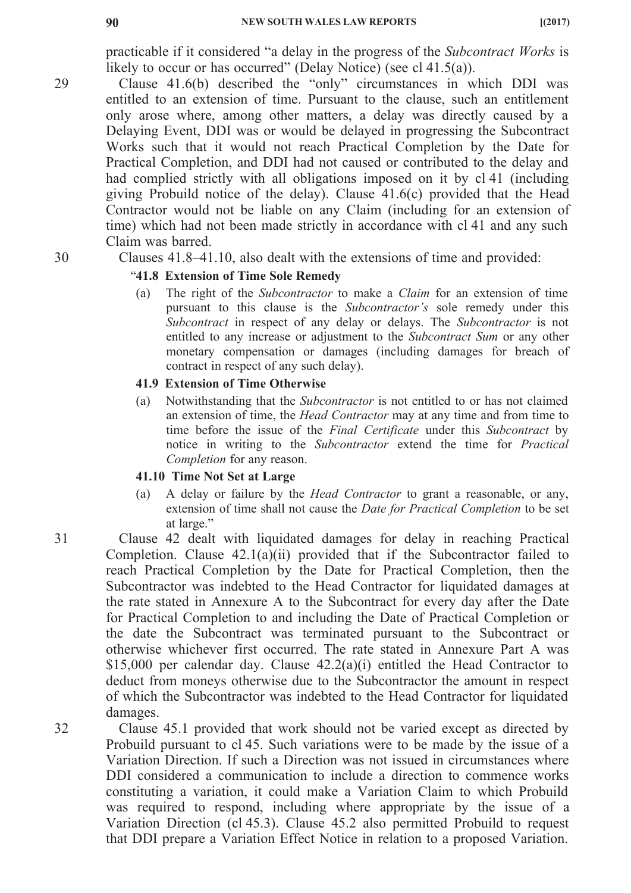practicable if it considered "a delay in the progress of the *Subcontract Works* is likely to occur or has occurred" (Delay Notice) (see cl 41.5(a)).

29 Clause 41.6(b) described the "only" circumstances in which DDI was entitled to an extension of time. Pursuant to the clause, such an entitlement only arose where, among other matters, a delay was directly caused by a Delaying Event, DDI was or would be delayed in progressing the Subcontract Works such that it would not reach Practical Completion by the Date for Practical Completion, and DDI had not caused or contributed to the delay and had complied strictly with all obligations imposed on it by cl 41 (including giving Probuild notice of the delay). Clause 41.6(c) provided that the Head Contractor would not be liable on any Claim (including for an extension of time) which had not been made strictly in accordance with cl 41 and any such Claim was barred.

30 Clauses 41.8–41.10, also dealt with the extensions of time and provided:

> "**41.8 Extension of Time Sole Remedy**
>
> (a) The right of the *Subcontractor* to make a *Claim* for an extension of time pursuant to this clause is the *Subcontractor's* sole remedy under this *Subcontract* in respect of any delay or delays. The *Subcontractor* is not entitled to any increase or adjustment to the *Subcontract Sum* or any other monetary compensation or damages (including damages for breach of contract in respect of any such delay).
>
> **41.9 Extension of Time Otherwise**
>
> (a) Notwithstanding that the *Subcontractor* is not entitled to or has not claimed an extension of time, the *Head Contractor* may at any time and from time to time before the issue of the *Final Certificate* under this *Subcontract* by notice in writing to the *Subcontractor* extend the time for *Practical Completion* for any reason.
>
> **41.10 Time Not Set at Large**
>
> (a) A delay or failure by the *Head Contractor* to grant a reasonable, or any, extension of time shall not cause the *Date for Practical Completion* to be set at large."

31 Clause 42 dealt with liquidated damages for delay in reaching Practical Completion. Clause 42.1(a)(ii) provided that if the Subcontractor failed to reach Practical Completion by the Date for Practical Completion, then the Subcontractor was indebted to the Head Contractor for liquidated damages at the rate stated in Annexure A to the Subcontract for every day after the Date for Practical Completion to and including the Date of Practical Completion or the date the Subcontract was terminated pursuant to the Subcontract or otherwise whichever first occurred. The rate stated in Annexure Part A was $15,000 per calendar day. Clause 42.2(a)(i) entitled the Head Contractor to deduct from moneys otherwise due to the Subcontractor the amount in respect of which the Subcontractor was indebted to the Head Contractor for liquidated damages.

32 Clause 45.1 provided that work should not be varied except as directed by Probuild pursuant to cl 45. Such variations were to be made by the issue of a Variation Direction. If such a Direction was not issued in circumstances where DDI considered a communication to include a direction to commence works constituting a variation, it could make a Variation Claim to which Probuild was required to respond, including where appropriate by the issue of a Variation Direction (cl 45.3). Clause 45.2 also permitted Probuild to request that DDI prepare a Variation Effect Notice in relation to a proposed Variation.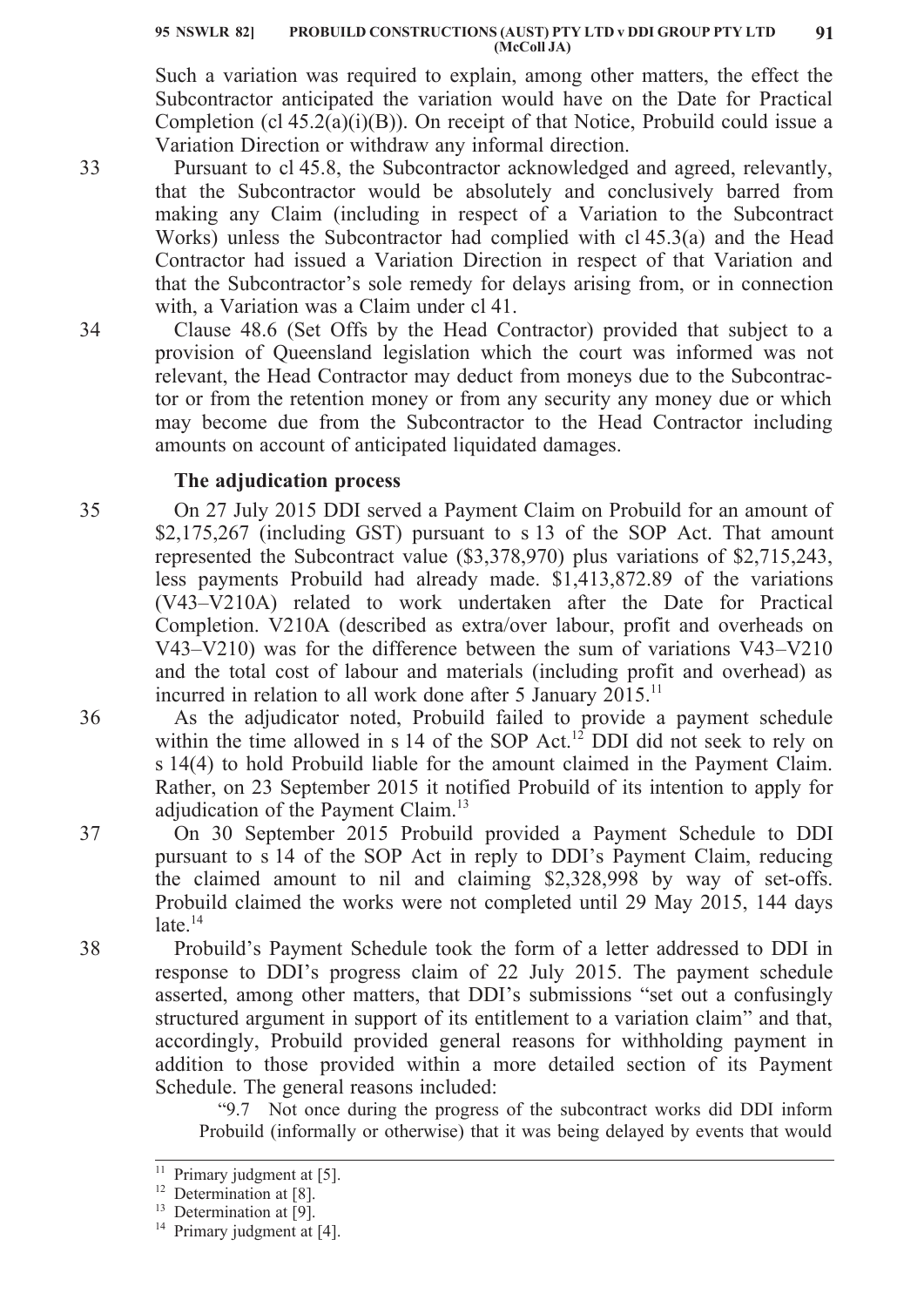Such a variation was required to explain, among other matters, the effect the Subcontractor anticipated the variation would have on the Date for Practical Completion (cl 45.2(a)(i)(B)). On receipt of that Notice, Probuild could issue a Variation Direction or withdraw any informal direction.

33 Pursuant to cl 45.8, the Subcontractor acknowledged and agreed, relevantly, that the Subcontractor would be absolutely and conclusively barred from making any Claim (including in respect of a Variation to the Subcontract Works) unless the Subcontractor had complied with cl 45.3(a) and the Head Contractor had issued a Variation Direction in respect of that Variation and that the Subcontractor's sole remedy for delays arising from, or in connection with, a Variation was a Claim under cl 41.

34 Clause 48.6 (Set Offs by the Head Contractor) provided that subject to a provision of Queensland legislation which the court was informed was not relevant, the Head Contractor may deduct from moneys due to the Subcontractor or from the retention money or from any security any money due or which may become due from the Subcontractor to the Head Contractor including amounts on account of anticipated liquidated damages.

## The adjudication process

35 On 27 July 2015 DDI served a Payment Claim on Probuild for an amount of \$2,175,267 (including GST) pursuant to s 13 of the SOP Act. That amount represented the Subcontract value (\$3,378,970) plus variations of \$2,715,243, less payments Probuild had already made. \$1,413,872.89 of the variations (V43–V210A) related to work undertaken after the Date for Practical Completion. V210A (described as extra/over labour, profit and overheads on V43–V210) was for the difference between the sum of variations V43–V210 and the total cost of labour and materials (including profit and overhead) as incurred in relation to all work done after 5 January 2015.[11]

36 As the adjudicator noted, Probuild failed to provide a payment schedule within the time allowed in s 14 of the SOP Act.[12] DDI did not seek to rely on s 14(4) to hold Probuild liable for the amount claimed in the Payment Claim. Rather, on 23 September 2015 it notified Probuild of its intention to apply for adjudication of the Payment Claim.[13]

37 On 30 September 2015 Probuild provided a Payment Schedule to DDI pursuant to s 14 of the SOP Act in reply to DDI's Payment Claim, reducing the claimed amount to nil and claiming \$2,328,998 by way of set-offs. Probuild claimed the works were not completed until 29 May 2015, 144 days late.[14]

38 Probuild's Payment Schedule took the form of a letter addressed to DDI in response to DDI's progress claim of 22 July 2015. The payment schedule asserted, among other matters, that DDI's submissions "set out a confusingly structured argument in support of its entitlement to a variation claim" and that, accordingly, Probuild provided general reasons for withholding payment in addition to those provided within a more detailed section of its Payment Schedule. The general reasons included:

> "9.7 Not once during the progress of the subcontract works did DDI inform Probuild (informally or otherwise) that it was being delayed by events that would

---

[11] Primary judgment at [5].

[12] Determination at [8].

[13] Determination at [9].

[14] Primary judgment at [4].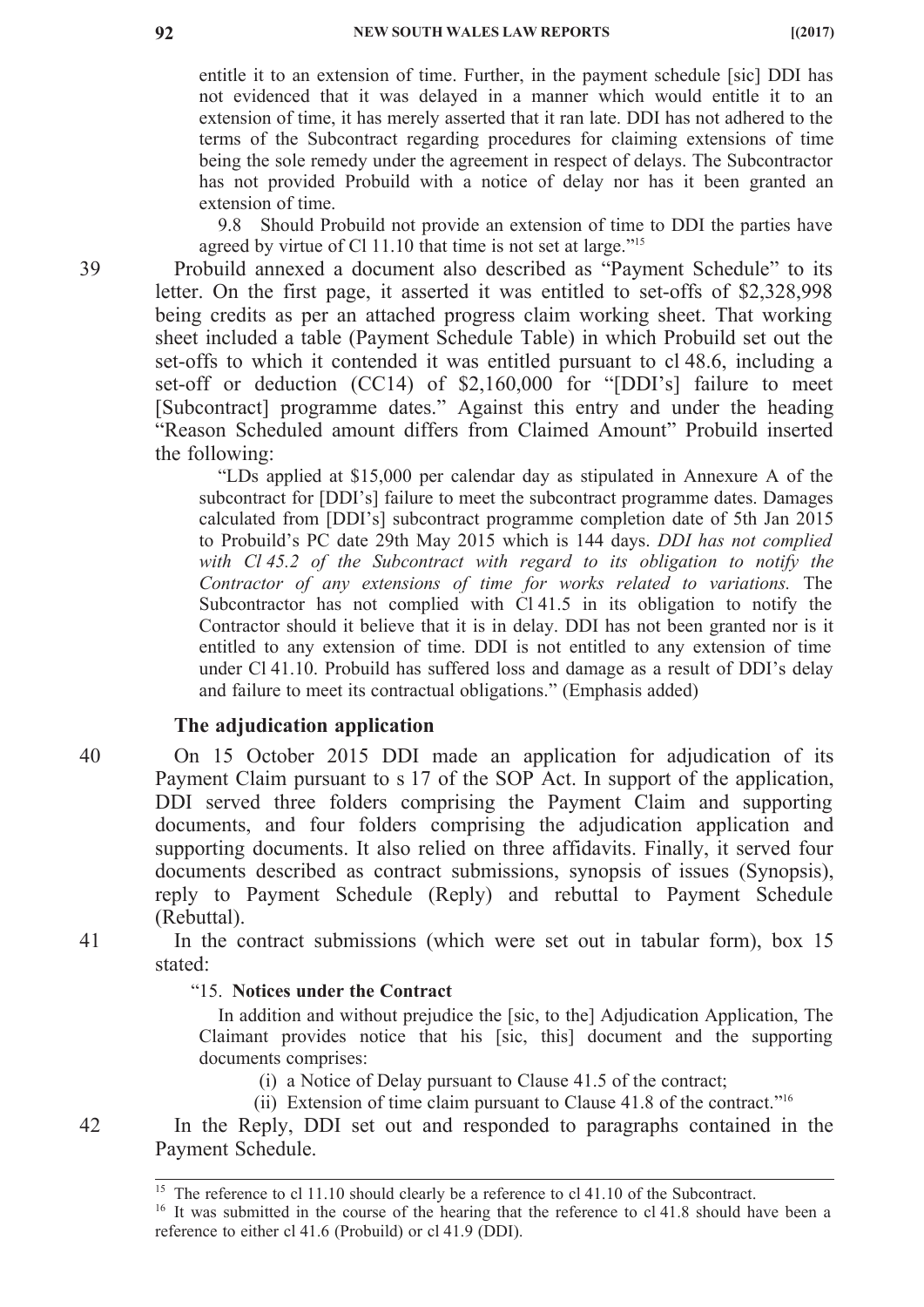entitle it to an extension of time. Further, in the payment schedule [sic] DDI has not evidenced that it was delayed in a manner which would entitle it to an extension of time, it has merely asserted that it ran late. DDI has not adhered to the terms of the Subcontract regarding procedures for claiming extensions of time being the sole remedy under the agreement in respect of delays. The Subcontractor has not provided Probuild with a notice of delay nor has it been granted an extension of time.

> 9.8 Should Probuild not provide an extension of time to DDI the parties have agreed by virtue of Cl 11.10 that time is not set at large."[15]

39 Probuild annexed a document also described as "Payment Schedule" to its letter. On the first page, it asserted it was entitled to set-offs of $2,328,998 being credits as per an attached progress claim working sheet. That working sheet included a table (Payment Schedule Table) in which Probuild set out the set-offs to which it contended it was entitled pursuant to cl 48.6, including a set-off or deduction (CC14) of $2,160,000 for "[DDI's] failure to meet [Subcontract] programme dates." Against this entry and under the heading "Reason Scheduled amount differs from Claimed Amount" Probuild inserted the following:

> "LDs applied at $15,000 per calendar day as stipulated in Annexure A of the subcontract for [DDI's] failure to meet the subcontract programme dates. Damages calculated from [DDI's] subcontract programme completion date of 5th Jan 2015 to Probuild's PC date 29th May 2015 which is 144 days. *DDI has not complied with Cl 45.2 of the Subcontract with regard to its obligation to notify the Contractor of any extensions of time for works related to variations.* The Subcontractor has not complied with Cl 41.5 in its obligation to notify the Contractor should it believe that it is in delay. DDI has not been granted nor is it entitled to any extension of time. DDI is not entitled to any extension of time under Cl 41.10. Probuild has suffered loss and damage as a result of DDI's delay and failure to meet its contractual obligations." (Emphasis added)

### The adjudication application

40 On 15 October 2015 DDI made an application for adjudication of its Payment Claim pursuant to s 17 of the SOP Act. In support of the application, DDI served three folders comprising the Payment Claim and supporting documents, and four folders comprising the adjudication application and supporting documents. It also relied on three affidavits. Finally, it served four documents described as contract submissions, synopsis of issues (Synopsis), reply to Payment Schedule (Reply) and rebuttal to Payment Schedule (Rebuttal).

41 In the contract submissions (which were set out in tabular form), box 15 stated:

> "15. **Notices under the Contract**
>
> In addition and without prejudice the [sic, to the] Adjudication Application, The Claimant provides notice that his [sic, this] document and the supporting documents comprises:
>
> (i) a Notice of Delay pursuant to Clause 41.5 of the contract;
>
> (ii) Extension of time claim pursuant to Clause 41.8 of the contract."[16]

42 In the Reply, DDI set out and responded to paragraphs contained in the Payment Schedule.

---

[15] The reference to cl 11.10 should clearly be a reference to cl 41.10 of the Subcontract.

[16] It was submitted in the course of the hearing that the reference to cl 41.8 should have been a reference to either cl 41.6 (Probuild) or cl 41.9 (DDI).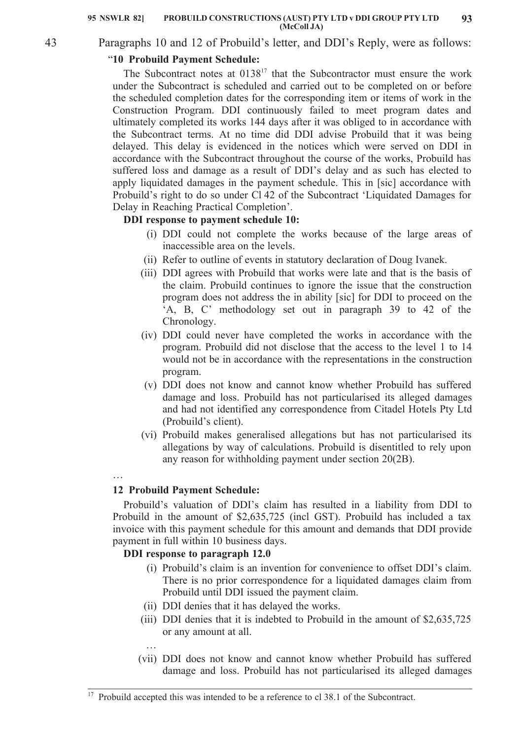43 Paragraphs 10 and 12 of Probuild's letter, and DDI's Reply, were as follows:

"**10 Probuild Payment Schedule:**

The Subcontract notes at 0138[17] that the Subcontractor must ensure the work under the Subcontract is scheduled and carried out to be completed on or before the scheduled completion dates for the corresponding item or items of work in the Construction Program. DDI continuously failed to meet program dates and ultimately completed its works 144 days after it was obliged to in accordance with the Subcontract terms. At no time did DDI advise Probuild that it was being delayed. This delay is evidenced in the notices which were served on DDI in accordance with the Subcontract throughout the course of the works, Probuild has suffered loss and damage as a result of DDI's delay and as such has elected to apply liquidated damages in the payment schedule. This in [sic] accordance with Probuild's right to do so under Cl 42 of the Subcontract 'Liquidated Damages for Delay in Reaching Practical Completion'.

**DDI response to payment schedule 10:**

(i) DDI could not complete the works because of the large areas of inaccessible area on the levels.

(ii) Refer to outline of events in statutory declaration of Doug Ivanek.

(iii) DDI agrees with Probuild that works were late and that is the basis of the claim. Probuild continues to ignore the issue that the construction program does not address the in ability [sic] for DDI to proceed on the 'A, B, C' methodology set out in paragraph 39 to 42 of the Chronology.

(iv) DDI could never have completed the works in accordance with the program. Probuild did not disclose that the access to the level 1 to 14 would not be in accordance with the representations in the construction program.

(v) DDI does not know and cannot know whether Probuild has suffered damage and loss. Probuild has not particularised its alleged damages and had not identified any correspondence from Citadel Hotels Pty Ltd (Probuild's client).

(vi) Probuild makes generalised allegations but has not particularised its allegations by way of calculations. Probuild is disentitled to rely upon any reason for withholding payment under section 20(2B).

…

**12 Probuild Payment Schedule:**

Probuild's valuation of DDI's claim has resulted in a liability from DDI to Probuild in the amount of $2,635,725 (incl GST). Probuild has included a tax invoice with this payment schedule for this amount and demands that DDI provide payment in full within 10 business days.

**DDI response to paragraph 12.0**

(i) Probuild's claim is an invention for convenience to offset DDI's claim. There is no prior correspondence for a liquidated damages claim from Probuild until DDI issued the payment claim.

(ii) DDI denies that it has delayed the works.

(iii) DDI denies that it is indebted to Probuild in the amount of $2,635,725 or any amount at all.

…

(vii) DDI does not know and cannot know whether Probuild has suffered damage and loss. Probuild has not particularised its alleged damages

---

[17] Probuild accepted this was intended to be a reference to cl 38.1 of the Subcontract.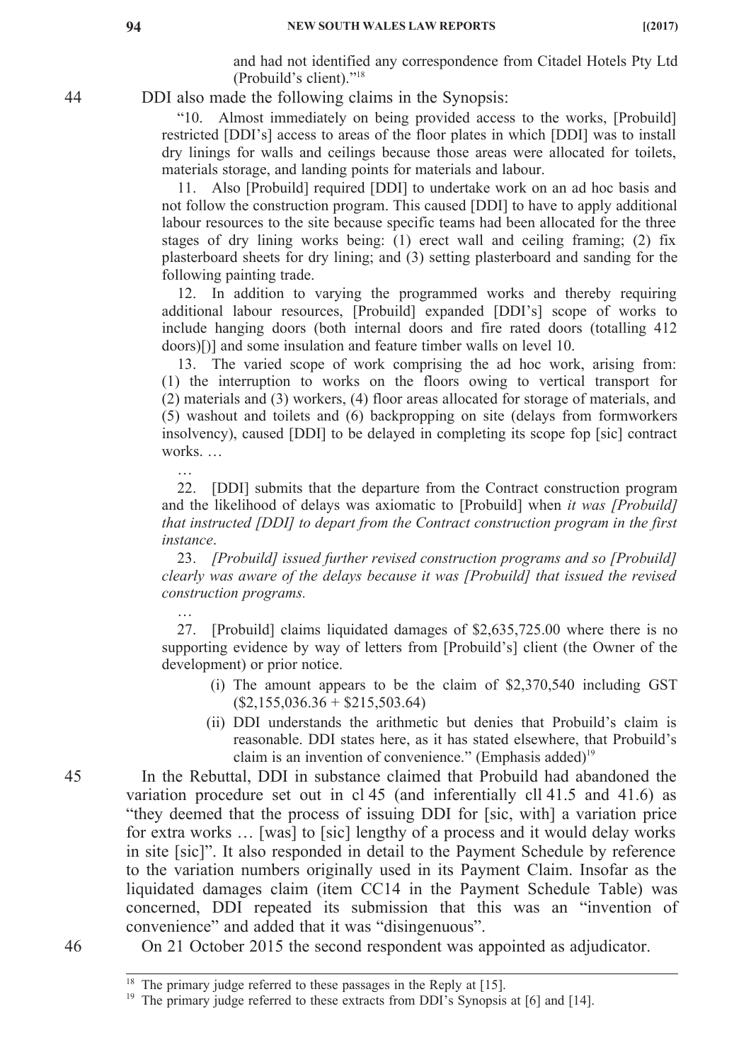and had not identified any correspondence from Citadel Hotels Pty Ltd (Probuild's client)."[18]

44 DDI also made the following claims in the Synopsis:

> "10. Almost immediately on being provided access to the works, [Probuild] restricted [DDI's] access to areas of the floor plates in which [DDI] was to install dry linings for walls and ceilings because those areas were allocated for toilets, materials storage, and landing points for materials and labour.
>
> 11. Also [Probuild] required [DDI] to undertake work on an ad hoc basis and not follow the construction program. This caused [DDI] to have to apply additional labour resources to the site because specific teams had been allocated for the three stages of dry lining works being: (1) erect wall and ceiling framing; (2) fix plasterboard sheets for dry lining; and (3) setting plasterboard and sanding for the following painting trade.
>
> 12. In addition to varying the programmed works and thereby requiring additional labour resources, [Probuild] expanded [DDI's] scope of works to include hanging doors (both internal doors and fire rated doors (totalling 412 doors)[)] and some insulation and feature timber walls on level 10.
>
> 13. The varied scope of work comprising the ad hoc work, arising from: (1) the interruption to works on the floors owing to vertical transport for (2) materials and (3) workers, (4) floor areas allocated for storage of materials, and (5) washout and toilets and (6) backpropping on site (delays from formworkers insolvency), caused [DDI] to be delayed in completing its scope fop [sic] contract works. …
>
> …
>
> 22. [DDI] submits that the departure from the Contract construction program and the likelihood of delays was axiomatic to [Probuild] when *it was [Probuild] that instructed [DDI] to depart from the Contract construction program in the first instance*.
>
> 23. *[Probuild] issued further revised construction programs and so [Probuild] clearly was aware of the delays because it was [Probuild] that issued the revised construction programs.*
>
> …
>
> 27. [Probuild] claims liquidated damages of $2,635,725.00 where there is no supporting evidence by way of letters from [Probuild's] client (the Owner of the development) or prior notice.
>
> (i) The amount appears to be the claim of $2,370,540 including GST ($2,155,036.36 + $215,503.64)
>
> (ii) DDI understands the arithmetic but denies that Probuild's claim is reasonable. DDI states here, as it has stated elsewhere, that Probuild's claim is an invention of convenience." (Emphasis added)[19]

45 In the Rebuttal, DDI in substance claimed that Probuild had abandoned the variation procedure set out in cl 45 (and inferentially cll 41.5 and 41.6) as "they deemed that the process of issuing DDI for [sic, with] a variation price for extra works … [was] to [sic] lengthy of a process and it would delay works in site [sic]". It also responded in detail to the Payment Schedule by reference to the variation numbers originally used in its Payment Claim. Insofar as the liquidated damages claim (item CC14 in the Payment Schedule Table) was concerned, DDI repeated its submission that this was an "invention of convenience" and added that it was "disingenuous".

46 On 21 October 2015 the second respondent was appointed as adjudicator.

---

[18] The primary judge referred to these passages in the Reply at [15].

[19] The primary judge referred to these extracts from DDI's Synopsis at [6] and [14].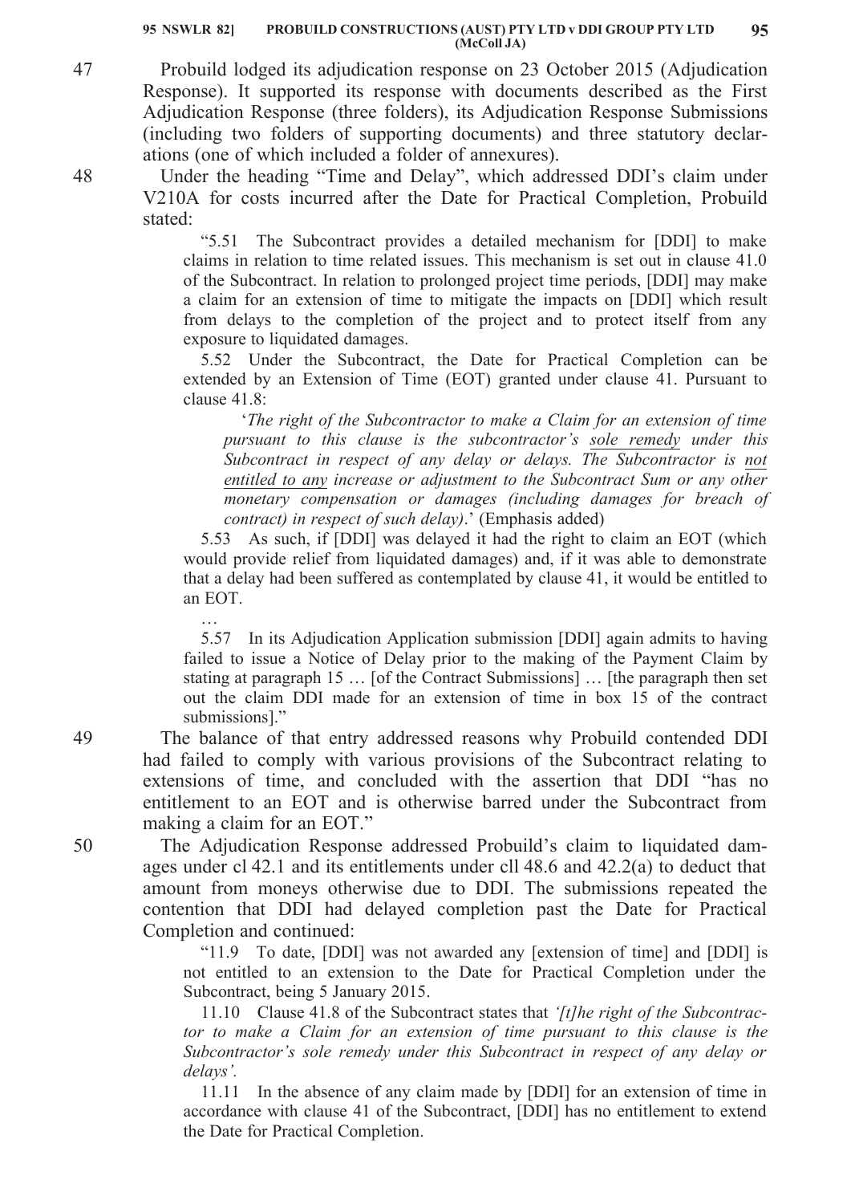47 Probuild lodged its adjudication response on 23 October 2015 (Adjudication Response). It supported its response with documents described as the First Adjudication Response (three folders), its Adjudication Response Submissions (including two folders of supporting documents) and three statutory declarations (one of which included a folder of annexures).

48 Under the heading "Time and Delay", which addressed DDI's claim under V210A for costs incurred after the Date for Practical Completion, Probuild stated:

> "5.51 The Subcontract provides a detailed mechanism for [DDI] to make claims in relation to time related issues. This mechanism is set out in clause 41.0 of the Subcontract. In relation to prolonged project time periods, [DDI] may make a claim for an extension of time to mitigate the impacts on [DDI] which result from delays to the completion of the project and to protect itself from any exposure to liquidated damages.
>
> 5.52 Under the Subcontract, the Date for Practical Completion can be extended by an Extension of Time (EOT) granted under clause 41. Pursuant to clause 41.8:
>
> > '*The right of the Subcontractor to make a Claim for an extension of time pursuant to this clause is the subcontractor's <u>sole remedy</u> under this Subcontract in respect of any delay or delays. The Subcontractor is <u>not entitled to any</u> increase or adjustment to the Subcontract Sum or any other monetary compensation or damages (including damages for breach of contract) in respect of such delay)*.' (Emphasis added)
>
> 5.53 As such, if [DDI] was delayed it had the right to claim an EOT (which would provide relief from liquidated damages) and, if it was able to demonstrate that a delay had been suffered as contemplated by clause 41, it would be entitled to an EOT.
>
> …
>
> 5.57 In its Adjudication Application submission [DDI] again admits to having failed to issue a Notice of Delay prior to the making of the Payment Claim by stating at paragraph 15 … [of the Contract Submissions] … [the paragraph then set out the claim DDI made for an extension of time in box 15 of the contract submissions]."

49 The balance of that entry addressed reasons why Probuild contended DDI had failed to comply with various provisions of the Subcontract relating to extensions of time, and concluded with the assertion that DDI "has no entitlement to an EOT and is otherwise barred under the Subcontract from making a claim for an EOT."

50 The Adjudication Response addressed Probuild's claim to liquidated damages under cl 42.1 and its entitlements under cll 48.6 and 42.2(a) to deduct that amount from moneys otherwise due to DDI. The submissions repeated the contention that DDI had delayed completion past the Date for Practical Completion and continued:

> "11.9 To date, [DDI] was not awarded any [extension of time] and [DDI] is not entitled to an extension to the Date for Practical Completion under the Subcontract, being 5 January 2015.
>
> 11.10 Clause 41.8 of the Subcontract states that *'[t]he right of the Subcontractor to make a Claim for an extension of time pursuant to this clause is the Subcontractor's sole remedy under this Subcontract in respect of any delay or delays'.*
>
> 11.11 In the absence of any claim made by [DDI] for an extension of time in accordance with clause 41 of the Subcontract, [DDI] has no entitlement to extend the Date for Practical Completion.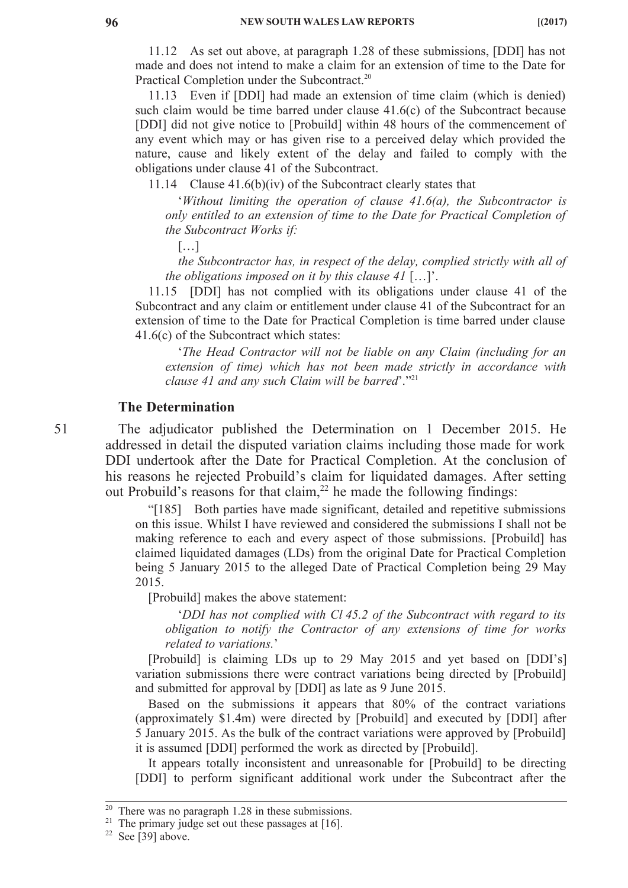11.12 As set out above, at paragraph 1.28 of these submissions, [DDI] has not made and does not intend to make a claim for an extension of time to the Date for Practical Completion under the Subcontract.[20]

11.13 Even if [DDI] had made an extension of time claim (which is denied) such claim would be time barred under clause 41.6(c) of the Subcontract because [DDI] did not give notice to [Probuild] within 48 hours of the commencement of any event which may or has given rise to a perceived delay which provided the nature, cause and likely extent of the delay and failed to comply with the obligations under clause 41 of the Subcontract.

11.14 Clause 41.6(b)(iv) of the Subcontract clearly states that

> '*Without limiting the operation of clause 41.6(a), the Subcontractor is only entitled to an extension of time to the Date for Practical Completion of the Subcontract Works if:*
>
> […]
>
> *the Subcontractor has, in respect of the delay, complied strictly with all of the obligations imposed on it by this clause 41* […]'.

11.15 [DDI] has not complied with its obligations under clause 41 of the Subcontract and any claim or entitlement under clause 41 of the Subcontract for an extension of time to the Date for Practical Completion is time barred under clause 41.6(c) of the Subcontract which states:

> '*The Head Contractor will not be liable on any Claim (including for an extension of time) which has not been made strictly in accordance with clause 41 and any such Claim will be barred*'."[21]

### The Determination

51 The adjudicator published the Determination on 1 December 2015. He addressed in detail the disputed variation claims including those made for work DDI undertook after the Date for Practical Completion. At the conclusion of his reasons he rejected Probuild's claim for liquidated damages. After setting out Probuild's reasons for that claim,[22] he made the following findings:

> "[185] Both parties have made significant, detailed and repetitive submissions on this issue. Whilst I have reviewed and considered the submissions I shall not be making reference to each and every aspect of those submissions. [Probuild] has claimed liquidated damages (LDs) from the original Date for Practical Completion being 5 January 2015 to the alleged Date of Practical Completion being 29 May 2015.
>
> [Probuild] makes the above statement:
>
> > '*DDI has not complied with Cl 45.2 of the Subcontract with regard to its obligation to notify the Contractor of any extensions of time for works related to variations.*'
>
> [Probuild] is claiming LDs up to 29 May 2015 and yet based on [DDI's] variation submissions there were contract variations being directed by [Probuild] and submitted for approval by [DDI] as late as 9 June 2015.
>
> Based on the submissions it appears that 80% of the contract variations (approximately \$1.4m) were directed by [Probuild] and executed by [DDI] after 5 January 2015. As the bulk of the contract variations were approved by [Probuild] it is assumed [DDI] performed the work as directed by [Probuild].
>
> It appears totally inconsistent and unreasonable for [Probuild] to be directing [DDI] to perform significant additional work under the Subcontract after the

---

[20] There was no paragraph 1.28 in these submissions.

[21] The primary judge set out these passages at [16].

[22] See [39] above.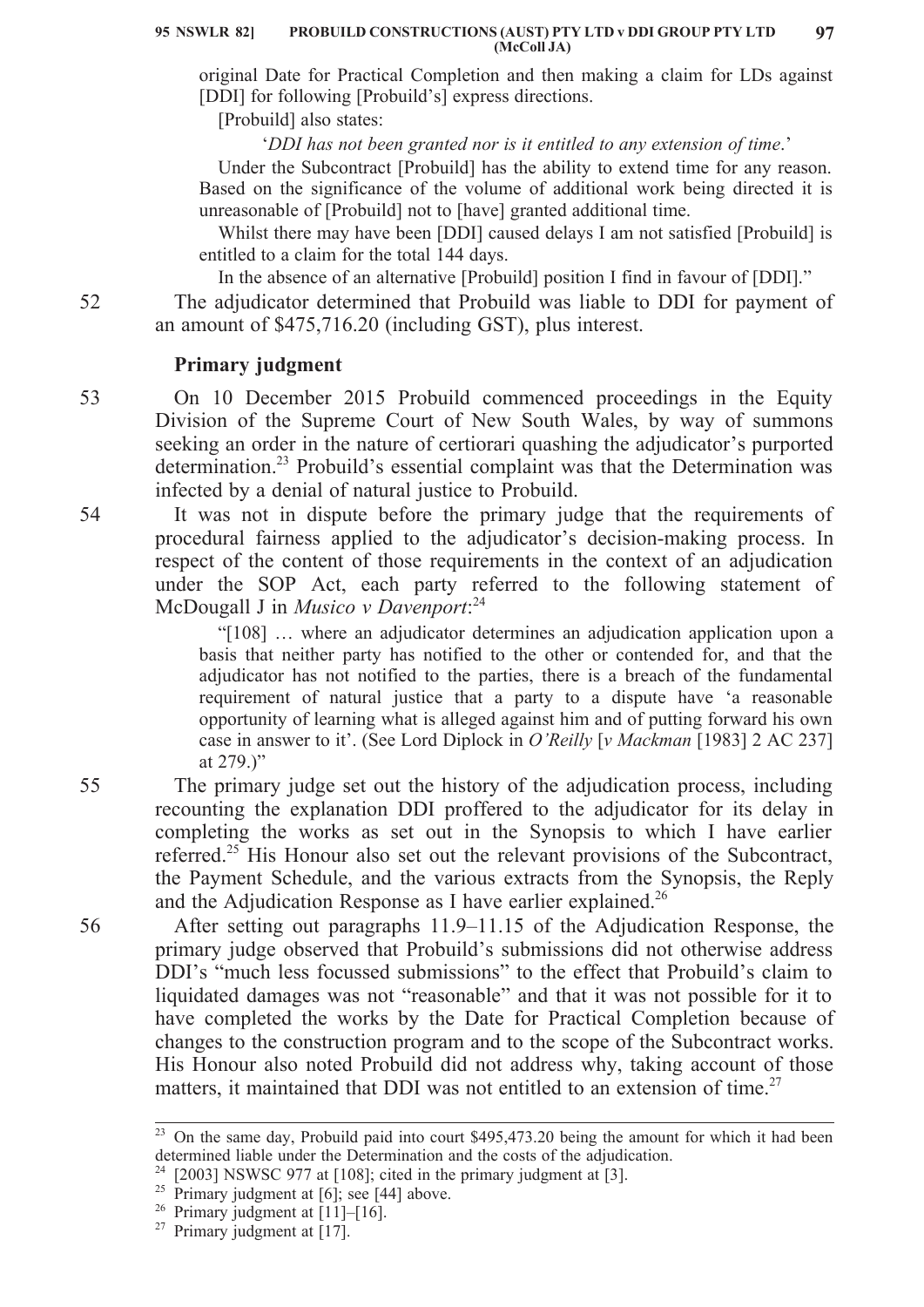original Date for Practical Completion and then making a claim for LDs against [DDI] for following [Probuild's] express directions.

[Probuild] also states:

'*DDI has not been granted nor is it entitled to any extension of time*.'

Under the Subcontract [Probuild] has the ability to extend time for any reason. Based on the significance of the volume of additional work being directed it is unreasonable of [Probuild] not to [have] granted additional time.

Whilst there may have been [DDI] caused delays I am not satisfied [Probuild] is entitled to a claim for the total 144 days.

In the absence of an alternative [Probuild] position I find in favour of [DDI]."

52 The adjudicator determined that Probuild was liable to DDI for payment of an amount of $475,716.20 (including GST), plus interest.

**Primary judgment**

53 On 10 December 2015 Probuild commenced proceedings in the Equity Division of the Supreme Court of New South Wales, by way of summons seeking an order in the nature of certiorari quashing the adjudicator's purported determination.[23] Probuild's essential complaint was that the Determination was infected by a denial of natural justice to Probuild.

54 It was not in dispute before the primary judge that the requirements of procedural fairness applied to the adjudicator's decision-making process. In respect of the content of those requirements in the context of an adjudication under the SOP Act, each party referred to the following statement of McDougall J in *Musico v Davenport*:[24]

> "[108] … where an adjudicator determines an adjudication application upon a basis that neither party has notified to the other or contended for, and that the adjudicator has not notified to the parties, there is a breach of the fundamental requirement of natural justice that a party to a dispute have 'a reasonable opportunity of learning what is alleged against him and of putting forward his own case in answer to it'. (See Lord Diplock in *O'Reilly* [*v Mackman* [1983] 2 AC 237] at 279.)"

55 The primary judge set out the history of the adjudication process, including recounting the explanation DDI proffered to the adjudicator for its delay in completing the works as set out in the Synopsis to which I have earlier referred.[25] His Honour also set out the relevant provisions of the Subcontract, the Payment Schedule, and the various extracts from the Synopsis, the Reply and the Adjudication Response as I have earlier explained.[26]

56 After setting out paragraphs 11.9–11.15 of the Adjudication Response, the primary judge observed that Probuild's submissions did not otherwise address DDI's "much less focussed submissions" to the effect that Probuild's claim to liquidated damages was not "reasonable" and that it was not possible for it to have completed the works by the Date for Practical Completion because of changes to the construction program and to the scope of the Subcontract works. His Honour also noted Probuild did not address why, taking account of those matters, it maintained that DDI was not entitled to an extension of time.[27]

---

[23] On the same day, Probuild paid into court $495,473.20 being the amount for which it had been determined liable under the Determination and the costs of the adjudication.

[24] [2003] NSWSC 977 at [108]; cited in the primary judgment at [3].

[25] Primary judgment at [6]; see [44] above.

[26] Primary judgment at [11]–[16].

[27] Primary judgment at [17].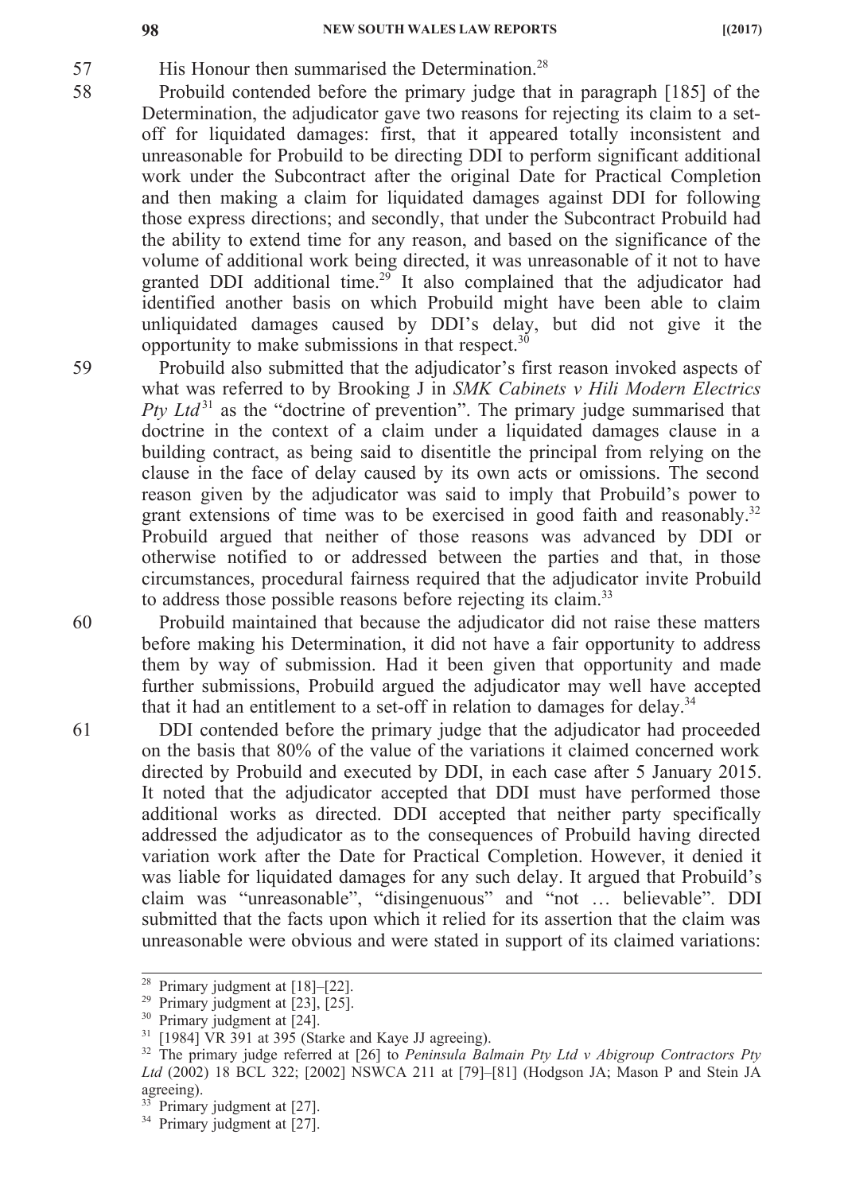57 His Honour then summarised the Determination.[28]

58 Probuild contended before the primary judge that in paragraph [185] of the Determination, the adjudicator gave two reasons for rejecting its claim to a set-off for liquidated damages: first, that it appeared totally inconsistent and unreasonable for Probuild to be directing DDI to perform significant additional work under the Subcontract after the original Date for Practical Completion and then making a claim for liquidated damages against DDI for following those express directions; and secondly, that under the Subcontract Probuild had the ability to extend time for any reason, and based on the significance of the volume of additional work being directed, it was unreasonable of it not to have granted DDI additional time.[29] It also complained that the adjudicator had identified another basis on which Probuild might have been able to claim unliquidated damages caused by DDI's delay, but did not give it the opportunity to make submissions in that respect.[30]

59 Probuild also submitted that the adjudicator's first reason invoked aspects of what was referred to by Brooking J in *SMK Cabinets v Hili Modern Electrics Pty Ltd*[31] as the "doctrine of prevention". The primary judge summarised that doctrine in the context of a claim under a liquidated damages clause in a building contract, as being said to disentitle the principal from relying on the clause in the face of delay caused by its own acts or omissions. The second reason given by the adjudicator was said to imply that Probuild's power to grant extensions of time was to be exercised in good faith and reasonably.[32] Probuild argued that neither of those reasons was advanced by DDI or otherwise notified to or addressed between the parties and that, in those circumstances, procedural fairness required that the adjudicator invite Probuild to address those possible reasons before rejecting its claim.[33]

60 Probuild maintained that because the adjudicator did not raise these matters before making his Determination, it did not have a fair opportunity to address them by way of submission. Had it been given that opportunity and made further submissions, Probuild argued the adjudicator may well have accepted that it had an entitlement to a set-off in relation to damages for delay.[34]

61 DDI contended before the primary judge that the adjudicator had proceeded on the basis that 80% of the value of the variations it claimed concerned work directed by Probuild and executed by DDI, in each case after 5 January 2015. It noted that the adjudicator accepted that DDI must have performed those additional works as directed. DDI accepted that neither party specifically addressed the adjudicator as to the consequences of Probuild having directed variation work after the Date for Practical Completion. However, it denied it was liable for liquidated damages for any such delay. It argued that Probuild's claim was "unreasonable", "disingenuous" and "not … believable". DDI submitted that the facts upon which it relied for its assertion that the claim was unreasonable were obvious and were stated in support of its claimed variations:

---

[28] Primary judgment at [18]–[22].

[29] Primary judgment at [23], [25].

[30] Primary judgment at [24].

[31] [1984] VR 391 at 395 (Starke and Kaye JJ agreeing).

[32] The primary judge referred at [26] to *Peninsula Balmain Pty Ltd v Abigroup Contractors Pty Ltd* (2002) 18 BCL 322; [2002] NSWCA 211 at [79]–[81] (Hodgson JA; Mason P and Stein JA agreeing).

[33] Primary judgment at [27].

[34] Primary judgment at [27].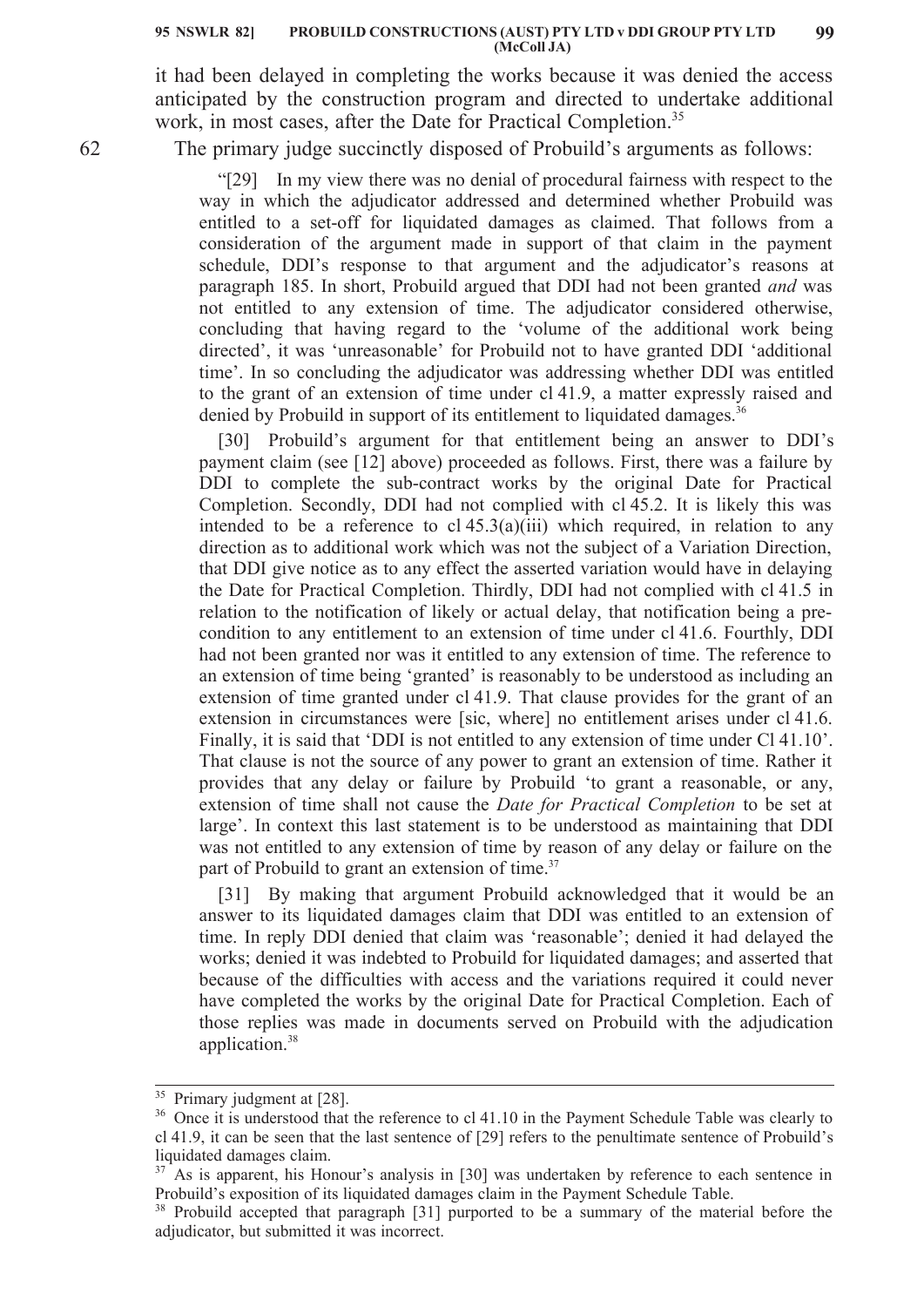it had been delayed in completing the works because it was denied the access anticipated by the construction program and directed to undertake additional work, in most cases, after the Date for Practical Completion.[35]

62 The primary judge succinctly disposed of Probuild's arguments as follows:

> "[29] In my view there was no denial of procedural fairness with respect to the way in which the adjudicator addressed and determined whether Probuild was entitled to a set-off for liquidated damages as claimed. That follows from a consideration of the argument made in support of that claim in the payment schedule, DDI's response to that argument and the adjudicator's reasons at paragraph 185. In short, Probuild argued that DDI had not been granted *and* was not entitled to any extension of time. The adjudicator considered otherwise, concluding that having regard to the 'volume of the additional work being directed', it was 'unreasonable' for Probuild not to have granted DDI 'additional time'. In so concluding the adjudicator was addressing whether DDI was entitled to the grant of an extension of time under cl 41.9, a matter expressly raised and denied by Probuild in support of its entitlement to liquidated damages.[36]
>
> [30] Probuild's argument for that entitlement being an answer to DDI's payment claim (see [12] above) proceeded as follows. First, there was a failure by DDI to complete the sub-contract works by the original Date for Practical Completion. Secondly, DDI had not complied with cl 45.2. It is likely this was intended to be a reference to cl 45.3(a)(iii) which required, in relation to any direction as to additional work which was not the subject of a Variation Direction, that DDI give notice as to any effect the asserted variation would have in delaying the Date for Practical Completion. Thirdly, DDI had not complied with cl 41.5 in relation to the notification of likely or actual delay, that notification being a pre-condition to any entitlement to an extension of time under cl 41.6. Fourthly, DDI had not been granted nor was it entitled to any extension of time. The reference to an extension of time being 'granted' is reasonably to be understood as including an extension of time granted under cl 41.9. That clause provides for the grant of an extension in circumstances were [sic, where] no entitlement arises under cl 41.6. Finally, it is said that 'DDI is not entitled to any extension of time under Cl 41.10'. That clause is not the source of any power to grant an extension of time. Rather it provides that any delay or failure by Probuild 'to grant a reasonable, or any, extension of time shall not cause the *Date for Practical Completion* to be set at large'. In context this last statement is to be understood as maintaining that DDI was not entitled to any extension of time by reason of any delay or failure on the part of Probuild to grant an extension of time.[37]
>
> [31] By making that argument Probuild acknowledged that it would be an answer to its liquidated damages claim that DDI was entitled to an extension of time. In reply DDI denied that claim was 'reasonable'; denied it had delayed the works; denied it was indebted to Probuild for liquidated damages; and asserted that because of the difficulties with access and the variations required it could never have completed the works by the original Date for Practical Completion. Each of those replies was made in documents served on Probuild with the adjudication application.[38]

---

[35] Primary judgment at [28].

[36] Once it is understood that the reference to cl 41.10 in the Payment Schedule Table was clearly to cl 41.9, it can be seen that the last sentence of [29] refers to the penultimate sentence of Probuild's liquidated damages claim.

[37] As is apparent, his Honour's analysis in [30] was undertaken by reference to each sentence in Probuild's exposition of its liquidated damages claim in the Payment Schedule Table.

[38] Probuild accepted that paragraph [31] purported to be a summary of the material before the adjudicator, but submitted it was incorrect.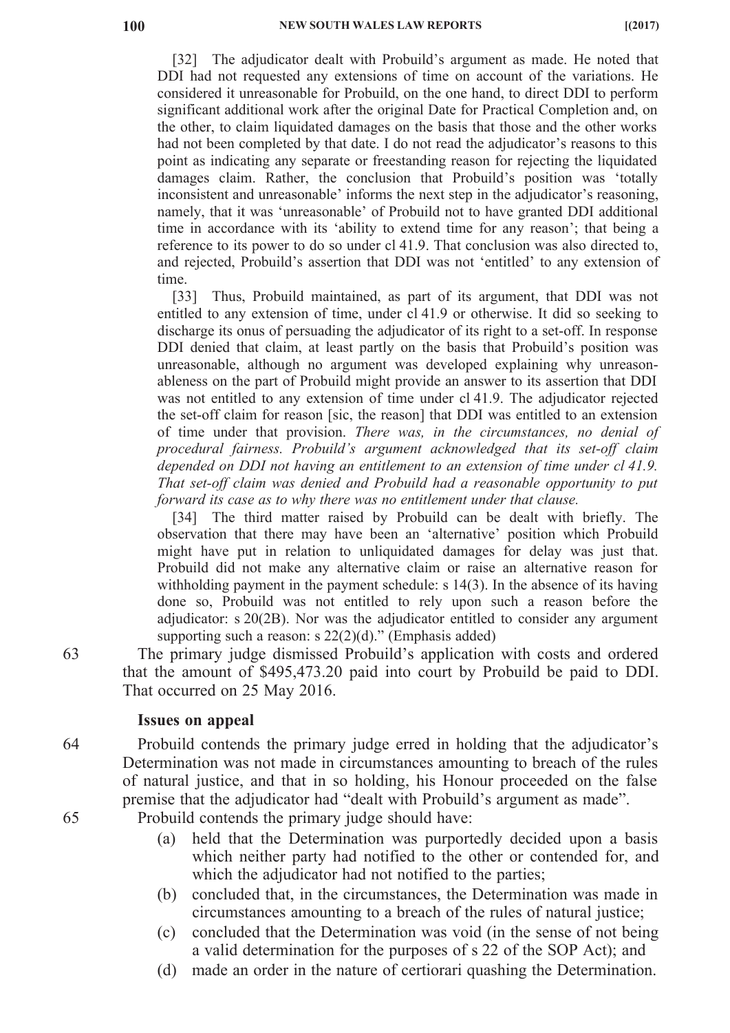[32] The adjudicator dealt with Probuild's argument as made. He noted that DDI had not requested any extensions of time on account of the variations. He considered it unreasonable for Probuild, on the one hand, to direct DDI to perform significant additional work after the original Date for Practical Completion and, on the other, to claim liquidated damages on the basis that those and the other works had not been completed by that date. I do not read the adjudicator's reasons to this point as indicating any separate or freestanding reason for rejecting the liquidated damages claim. Rather, the conclusion that Probuild's position was 'totally inconsistent and unreasonable' informs the next step in the adjudicator's reasoning, namely, that it was 'unreasonable' of Probuild not to have granted DDI additional time in accordance with its 'ability to extend time for any reason'; that being a reference to its power to do so under cl 41.9. That conclusion was also directed to, and rejected, Probuild's assertion that DDI was not 'entitled' to any extension of time.

[33] Thus, Probuild maintained, as part of its argument, that DDI was not entitled to any extension of time, under cl 41.9 or otherwise. It did so seeking to discharge its onus of persuading the adjudicator of its right to a set-off. In response DDI denied that claim, at least partly on the basis that Probuild's position was unreasonable, although no argument was developed explaining why unreasonableness on the part of Probuild might provide an answer to its assertion that DDI was not entitled to any extension of time under cl 41.9. The adjudicator rejected the set-off claim for reason [sic, the reason] that DDI was entitled to an extension of time under that provision. *There was, in the circumstances, no denial of procedural fairness. Probuild's argument acknowledged that its set-off claim depended on DDI not having an entitlement to an extension of time under cl 41.9. That set-off claim was denied and Probuild had a reasonable opportunity to put forward its case as to why there was no entitlement under that clause.*

[34] The third matter raised by Probuild can be dealt with briefly. The observation that there may have been an 'alternative' position which Probuild might have put in relation to unliquidated damages for delay was just that. Probuild did not make any alternative claim or raise an alternative reason for withholding payment in the payment schedule: s 14(3). In the absence of its having done so, Probuild was not entitled to rely upon such a reason before the adjudicator: s 20(2B). Nor was the adjudicator entitled to consider any argument supporting such a reason: s 22(2)(d)." (Emphasis added)

63 The primary judge dismissed Probuild's application with costs and ordered that the amount of $495,473.20 paid into court by Probuild be paid to DDI. That occurred on 25 May 2016.

## Issues on appeal

64 Probuild contends the primary judge erred in holding that the adjudicator's Determination was not made in circumstances amounting to breach of the rules of natural justice, and that in so holding, his Honour proceeded on the false premise that the adjudicator had "dealt with Probuild's argument as made".

65 Probuild contends the primary judge should have:

(a) held that the Determination was purportedly decided upon a basis which neither party had notified to the other or contended for, and which the adjudicator had not notified to the parties;

(b) concluded that, in the circumstances, the Determination was made in circumstances amounting to a breach of the rules of natural justice;

(c) concluded that the Determination was void (in the sense of not being a valid determination for the purposes of s 22 of the SOP Act); and

(d) made an order in the nature of certiorari quashing the Determination.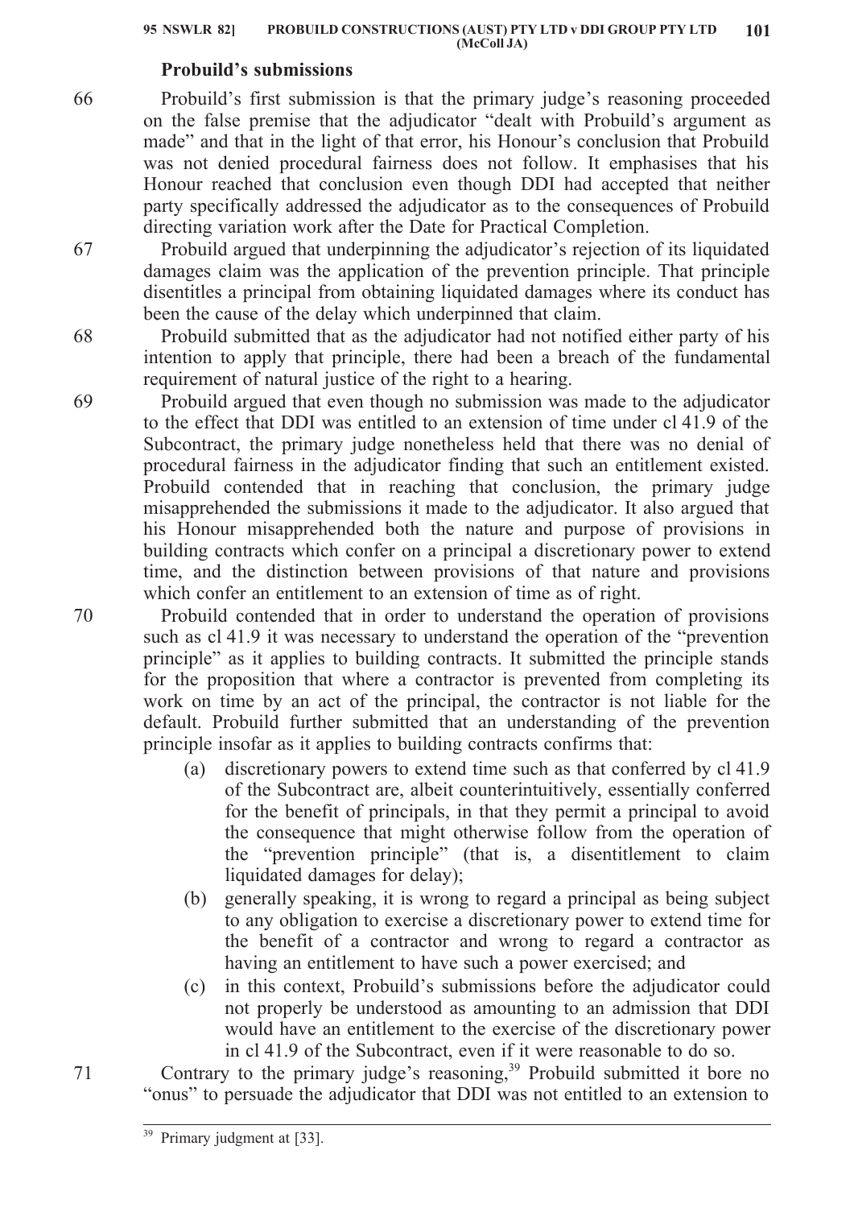### Probuild's submissions

66 Probuild's first submission is that the primary judge's reasoning proceeded on the false premise that the adjudicator "dealt with Probuild's argument as made" and that in the light of that error, his Honour's conclusion that Probuild was not denied procedural fairness does not follow. It emphasises that his Honour reached that conclusion even though DDI had accepted that neither party specifically addressed the adjudicator as to the consequences of Probuild directing variation work after the Date for Practical Completion.

67 Probuild argued that underpinning the adjudicator's rejection of its liquidated damages claim was the application of the prevention principle. That principle disentitles a principal from obtaining liquidated damages where its conduct has been the cause of the delay which underpinned that claim.

68 Probuild submitted that as the adjudicator had not notified either party of his intention to apply that principle, there had been a breach of the fundamental requirement of natural justice of the right to a hearing.

69 Probuild argued that even though no submission was made to the adjudicator to the effect that DDI was entitled to an extension of time under cl 41.9 of the Subcontract, the primary judge nonetheless held that there was no denial of procedural fairness in the adjudicator finding that such an entitlement existed. Probuild contended that in reaching that conclusion, the primary judge misapprehended the submissions it made to the adjudicator. It also argued that his Honour misapprehended both the nature and purpose of provisions in building contracts which confer on a principal a discretionary power to extend time, and the distinction between provisions of that nature and provisions which confer an entitlement to an extension of time as of right.

70 Probuild contended that in order to understand the operation of provisions such as cl 41.9 it was necessary to understand the operation of the "prevention principle" as it applies to building contracts. It submitted the principle stands for the proposition that where a contractor is prevented from completing its work on time by an act of the principal, the contractor is not liable for the default. Probuild further submitted that an understanding of the prevention principle insofar as it applies to building contracts confirms that:

(a) discretionary powers to extend time such as that conferred by cl 41.9 of the Subcontract are, albeit counterintuitively, essentially conferred for the benefit of principals, in that they permit a principal to avoid the consequence that might otherwise follow from the operation of the "prevention principle" (that is, a disentitlement to claim liquidated damages for delay);

(b) generally speaking, it is wrong to regard a principal as being subject to any obligation to exercise a discretionary power to extend time for the benefit of a contractor and wrong to regard a contractor as having an entitlement to have such a power exercised; and

(c) in this context, Probuild's submissions before the adjudicator could not properly be understood as amounting to an admission that DDI would have an entitlement to the exercise of the discretionary power in cl 41.9 of the Subcontract, even if it were reasonable to do so.

71 Contrary to the primary judge's reasoning,[39] Probuild submitted it bore no "onus" to persuade the adjudicator that DDI was not entitled to an extension to

---

[39] Primary judgment at [33].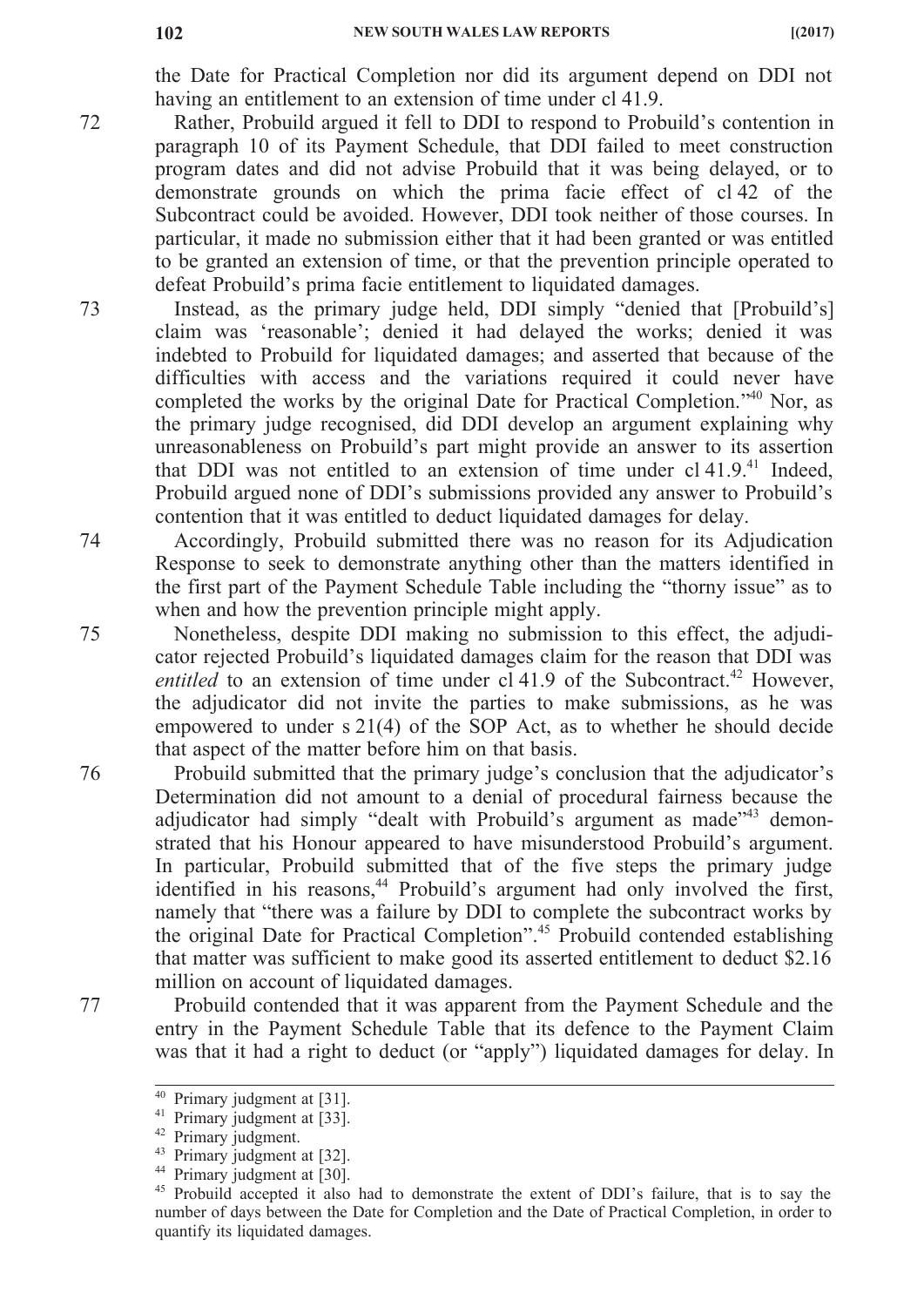the Date for Practical Completion nor did its argument depend on DDI not having an entitlement to an extension of time under cl 41.9.

72 Rather, Probuild argued it fell to DDI to respond to Probuild's contention in paragraph 10 of its Payment Schedule, that DDI failed to meet construction program dates and did not advise Probuild that it was being delayed, or to demonstrate grounds on which the prima facie effect of cl 42 of the Subcontract could be avoided. However, DDI took neither of those courses. In particular, it made no submission either that it had been granted or was entitled to be granted an extension of time, or that the prevention principle operated to defeat Probuild's prima facie entitlement to liquidated damages.

73 Instead, as the primary judge held, DDI simply "denied that [Probuild's] claim was 'reasonable'; denied it had delayed the works; denied it was indebted to Probuild for liquidated damages; and asserted that because of the difficulties with access and the variations required it could never have completed the works by the original Date for Practical Completion."[40] Nor, as the primary judge recognised, did DDI develop an argument explaining why unreasonableness on Probuild's part might provide an answer to its assertion that DDI was not entitled to an extension of time under cl 41.9.[41] Indeed, Probuild argued none of DDI's submissions provided any answer to Probuild's contention that it was entitled to deduct liquidated damages for delay.

74 Accordingly, Probuild submitted there was no reason for its Adjudication Response to seek to demonstrate anything other than the matters identified in the first part of the Payment Schedule Table including the "thorny issue" as to when and how the prevention principle might apply.

75 Nonetheless, despite DDI making no submission to this effect, the adjudicator rejected Probuild's liquidated damages claim for the reason that DDI was *entitled* to an extension of time under cl 41.9 of the Subcontract.[42] However, the adjudicator did not invite the parties to make submissions, as he was empowered to under s 21(4) of the SOP Act, as to whether he should decide that aspect of the matter before him on that basis.

76 Probuild submitted that the primary judge's conclusion that the adjudicator's Determination did not amount to a denial of procedural fairness because the adjudicator had simply "dealt with Probuild's argument as made"[43] demonstrated that his Honour appeared to have misunderstood Probuild's argument. In particular, Probuild submitted that of the five steps the primary judge identified in his reasons,[44] Probuild's argument had only involved the first, namely that "there was a failure by DDI to complete the subcontract works by the original Date for Practical Completion".[45] Probuild contended establishing that matter was sufficient to make good its asserted entitlement to deduct $2.16 million on account of liquidated damages.

77 Probuild contended that it was apparent from the Payment Schedule and the entry in the Payment Schedule Table that its defence to the Payment Claim was that it had a right to deduct (or "apply") liquidated damages for delay. In

---

[40] Primary judgment at [31].

[41] Primary judgment at [33].

[42] Primary judgment.

[43] Primary judgment at [32].

[44] Primary judgment at [30].

[45] Probuild accepted it also had to demonstrate the extent of DDI's failure, that is to say the number of days between the Date for Completion and the Date of Practical Completion, in order to quantify its liquidated damages.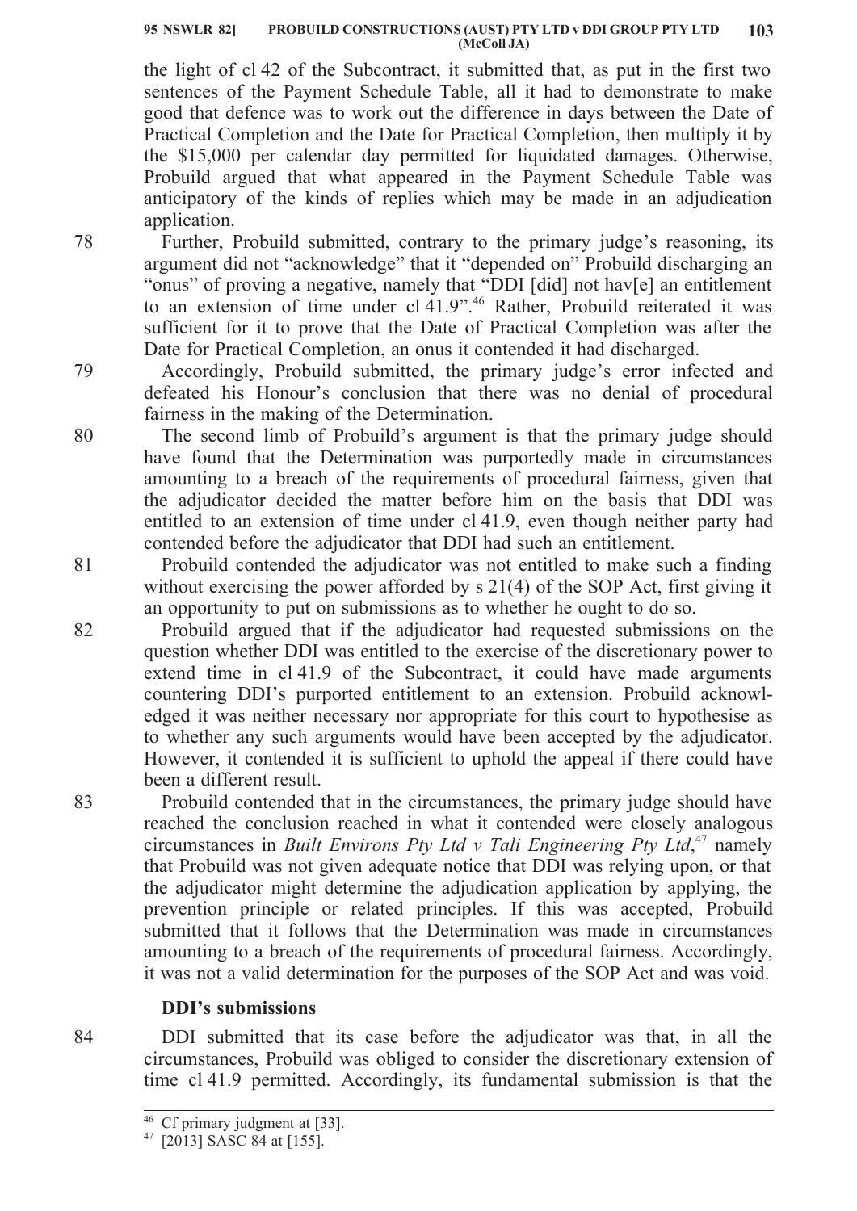the light of cl 42 of the Subcontract, it submitted that, as put in the first two sentences of the Payment Schedule Table, all it had to demonstrate to make good that defence was to work out the difference in days between the Date of Practical Completion and the Date for Practical Completion, then multiply it by the $15,000 per calendar day permitted for liquidated damages. Otherwise, Probuild argued that what appeared in the Payment Schedule Table was anticipatory of the kinds of replies which may be made in an adjudication application.

78 Further, Probuild submitted, contrary to the primary judge's reasoning, its argument did not "acknowledge" that it "depended on" Probuild discharging an "onus" of proving a negative, namely that "DDI [did] not hav[e] an entitlement to an extension of time under cl 41.9".[46] Rather, Probuild reiterated it was sufficient for it to prove that the Date of Practical Completion was after the Date for Practical Completion, an onus it contended it had discharged.

79 Accordingly, Probuild submitted, the primary judge's error infected and defeated his Honour's conclusion that there was no denial of procedural fairness in the making of the Determination.

80 The second limb of Probuild's argument is that the primary judge should have found that the Determination was purportedly made in circumstances amounting to a breach of the requirements of procedural fairness, given that the adjudicator decided the matter before him on the basis that DDI was entitled to an extension of time under cl 41.9, even though neither party had contended before the adjudicator that DDI had such an entitlement.

81 Probuild contended the adjudicator was not entitled to make such a finding without exercising the power afforded by s 21(4) of the SOP Act, first giving it an opportunity to put on submissions as to whether he ought to do so.

82 Probuild argued that if the adjudicator had requested submissions on the question whether DDI was entitled to the exercise of the discretionary power to extend time in cl 41.9 of the Subcontract, it could have made arguments countering DDI's purported entitlement to an extension. Probuild acknowledged it was neither necessary nor appropriate for this court to hypothesise as to whether any such arguments would have been accepted by the adjudicator. However, it contended it is sufficient to uphold the appeal if there could have been a different result.

83 Probuild contended that in the circumstances, the primary judge should have reached the conclusion reached in what it contended were closely analogous circumstances in *Built Environs Pty Ltd v Tali Engineering Pty Ltd*,[47] namely that Probuild was not given adequate notice that DDI was relying upon, or that the adjudicator might determine the adjudication application by applying, the prevention principle or related principles. If this was accepted, Probuild submitted that it follows that the Determination was made in circumstances amounting to a breach of the requirements of procedural fairness. Accordingly, it was not a valid determination for the purposes of the SOP Act and was void.

### DDI's submissions

84 DDI submitted that its case before the adjudicator was that, in all the circumstances, Probuild was obliged to consider the discretionary extension of time cl 41.9 permitted. Accordingly, its fundamental submission is that the

---

[46] Cf primary judgment at [33].

[47] [2013] SASC 84 at [155].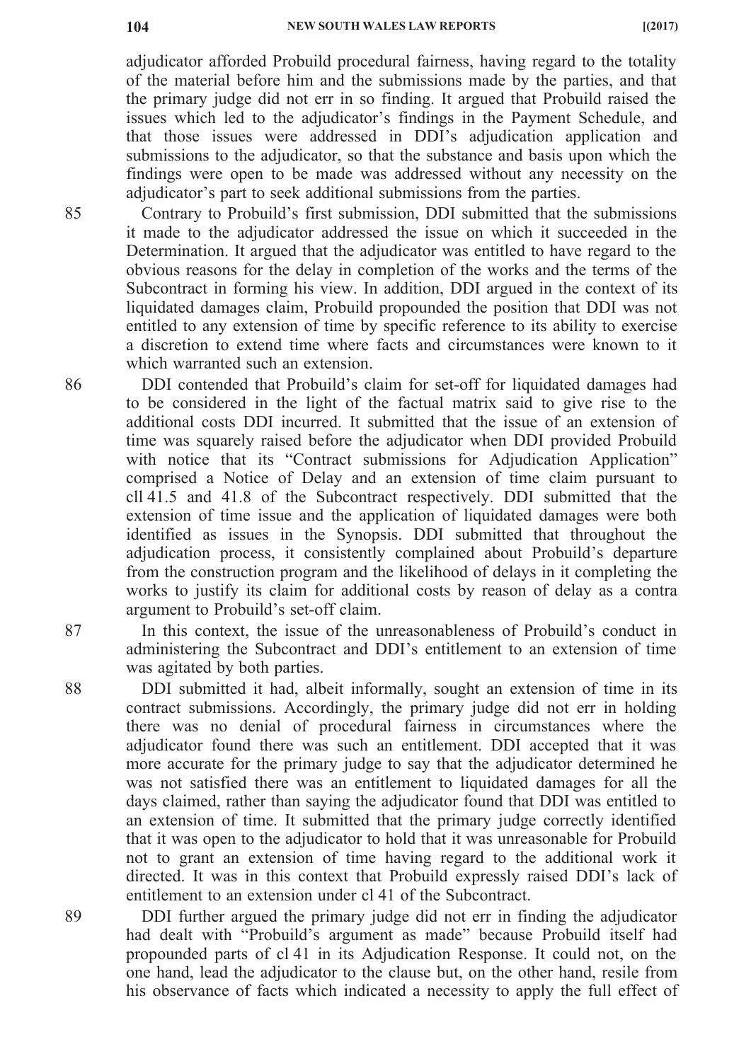adjudicator afforded Probuild procedural fairness, having regard to the totality of the material before him and the submissions made by the parties, and that the primary judge did not err in so finding. It argued that Probuild raised the issues which led to the adjudicator's findings in the Payment Schedule, and that those issues were addressed in DDI's adjudication application and submissions to the adjudicator, so that the substance and basis upon which the findings were open to be made was addressed without any necessity on the adjudicator's part to seek additional submissions from the parties.

85 Contrary to Probuild's first submission, DDI submitted that the submissions it made to the adjudicator addressed the issue on which it succeeded in the Determination. It argued that the adjudicator was entitled to have regard to the obvious reasons for the delay in completion of the works and the terms of the Subcontract in forming his view. In addition, DDI argued in the context of its liquidated damages claim, Probuild propounded the position that DDI was not entitled to any extension of time by specific reference to its ability to exercise a discretion to extend time where facts and circumstances were known to it which warranted such an extension.

86 DDI contended that Probuild's claim for set-off for liquidated damages had to be considered in the light of the factual matrix said to give rise to the additional costs DDI incurred. It submitted that the issue of an extension of time was squarely raised before the adjudicator when DDI provided Probuild with notice that its "Contract submissions for Adjudication Application" comprised a Notice of Delay and an extension of time claim pursuant to cll 41.5 and 41.8 of the Subcontract respectively. DDI submitted that the extension of time issue and the application of liquidated damages were both identified as issues in the Synopsis. DDI submitted that throughout the adjudication process, it consistently complained about Probuild's departure from the construction program and the likelihood of delays in it completing the works to justify its claim for additional costs by reason of delay as a contra argument to Probuild's set-off claim.

87 In this context, the issue of the unreasonableness of Probuild's conduct in administering the Subcontract and DDI's entitlement to an extension of time was agitated by both parties.

88 DDI submitted it had, albeit informally, sought an extension of time in its contract submissions. Accordingly, the primary judge did not err in holding there was no denial of procedural fairness in circumstances where the adjudicator found there was such an entitlement. DDI accepted that it was more accurate for the primary judge to say that the adjudicator determined he was not satisfied there was an entitlement to liquidated damages for all the days claimed, rather than saying the adjudicator found that DDI was entitled to an extension of time. It submitted that the primary judge correctly identified that it was open to the adjudicator to hold that it was unreasonable for Probuild not to grant an extension of time having regard to the additional work it directed. It was in this context that Probuild expressly raised DDI's lack of entitlement to an extension under cl 41 of the Subcontract.

89 DDI further argued the primary judge did not err in finding the adjudicator had dealt with "Probuild's argument as made" because Probuild itself had propounded parts of cl 41 in its Adjudication Response. It could not, on the one hand, lead the adjudicator to the clause but, on the other hand, resile from his observance of facts which indicated a necessity to apply the full effect of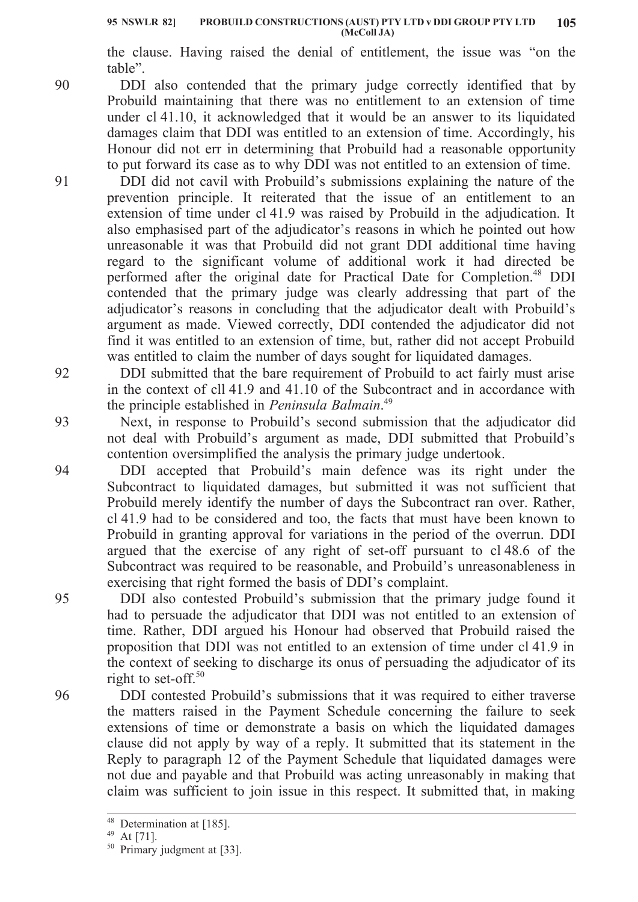the clause. Having raised the denial of entitlement, the issue was "on the table".

90 DDI also contended that the primary judge correctly identified that by Probuild maintaining that there was no entitlement to an extension of time under cl 41.10, it acknowledged that it would be an answer to its liquidated damages claim that DDI was entitled to an extension of time. Accordingly, his Honour did not err in determining that Probuild had a reasonable opportunity to put forward its case as to why DDI was not entitled to an extension of time.

91 DDI did not cavil with Probuild's submissions explaining the nature of the prevention principle. It reiterated that the issue of an entitlement to an extension of time under cl 41.9 was raised by Probuild in the adjudication. It also emphasised part of the adjudicator's reasons in which he pointed out how unreasonable it was that Probuild did not grant DDI additional time having regard to the significant volume of additional work it had directed be performed after the original date for Practical Date for Completion.[48] DDI contended that the primary judge was clearly addressing that part of the adjudicator's reasons in concluding that the adjudicator dealt with Probuild's argument as made. Viewed correctly, DDI contended the adjudicator did not find it was entitled to an extension of time, but, rather did not accept Probuild was entitled to claim the number of days sought for liquidated damages.

92 DDI submitted that the bare requirement of Probuild to act fairly must arise in the context of cll 41.9 and 41.10 of the Subcontract and in accordance with the principle established in *Peninsula Balmain*.[49]

93 Next, in response to Probuild's second submission that the adjudicator did not deal with Probuild's argument as made, DDI submitted that Probuild's contention oversimplified the analysis the primary judge undertook.

94 DDI accepted that Probuild's main defence was its right under the Subcontract to liquidated damages, but submitted it was not sufficient that Probuild merely identify the number of days the Subcontract ran over. Rather, cl 41.9 had to be considered and too, the facts that must have been known to Probuild in granting approval for variations in the period of the overrun. DDI argued that the exercise of any right of set-off pursuant to cl 48.6 of the Subcontract was required to be reasonable, and Probuild's unreasonableness in exercising that right formed the basis of DDI's complaint.

95 DDI also contested Probuild's submission that the primary judge found it had to persuade the adjudicator that DDI was not entitled to an extension of time. Rather, DDI argued his Honour had observed that Probuild raised the proposition that DDI was not entitled to an extension of time under cl 41.9 in the context of seeking to discharge its onus of persuading the adjudicator of its right to set-off.[50]

96 DDI contested Probuild's submissions that it was required to either traverse the matters raised in the Payment Schedule concerning the failure to seek extensions of time or demonstrate a basis on which the liquidated damages clause did not apply by way of a reply. It submitted that its statement in the Reply to paragraph 12 of the Payment Schedule that liquidated damages were not due and payable and that Probuild was acting unreasonably in making that claim was sufficient to join issue in this respect. It submitted that, in making

---

[48] Determination at [185].

[49] At [71].

[50] Primary judgment at [33].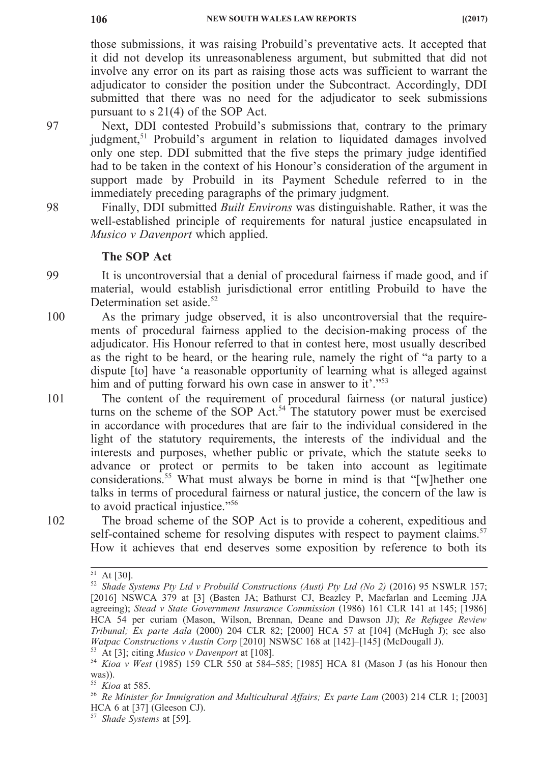those submissions, it was raising Probuild's preventative acts. It accepted that it did not develop its unreasonableness argument, but submitted that did not involve any error on its part as raising those acts was sufficient to warrant the adjudicator to consider the position under the Subcontract. Accordingly, DDI submitted that there was no need for the adjudicator to seek submissions pursuant to s 21(4) of the SOP Act.

97 Next, DDI contested Probuild's submissions that, contrary to the primary judgment,[51] Probuild's argument in relation to liquidated damages involved only one step. DDI submitted that the five steps the primary judge identified had to be taken in the context of his Honour's consideration of the argument in support made by Probuild in its Payment Schedule referred to in the immediately preceding paragraphs of the primary judgment.

98 Finally, DDI submitted *Built Environs* was distinguishable. Rather, it was the well-established principle of requirements for natural justice encapsulated in *Musico v Davenport* which applied.

### The SOP Act

99 It is uncontroversial that a denial of procedural fairness if made good, and if material, would establish jurisdictional error entitling Probuild to have the Determination set aside.[52]

100 As the primary judge observed, it is also uncontroversial that the requirements of procedural fairness applied to the decision-making process of the adjudicator. His Honour referred to that in contest here, most usually described as the right to be heard, or the hearing rule, namely the right of "a party to a dispute [to] have 'a reasonable opportunity of learning what is alleged against him and of putting forward his own case in answer to it'."[53]

101 The content of the requirement of procedural fairness (or natural justice) turns on the scheme of the SOP Act.[54] The statutory power must be exercised in accordance with procedures that are fair to the individual considered in the light of the statutory requirements, the interests of the individual and the interests and purposes, whether public or private, which the statute seeks to advance or protect or permits to be taken into account as legitimate considerations.[55] What must always be borne in mind is that "[w]hether one talks in terms of procedural fairness or natural justice, the concern of the law is to avoid practical injustice."[56]

102 The broad scheme of the SOP Act is to provide a coherent, expeditious and self-contained scheme for resolving disputes with respect to payment claims.[57] How it achieves that end deserves some exposition by reference to both its

---

[51] At [30].

[52] *Shade Systems Pty Ltd v Probuild Constructions (Aust) Pty Ltd (No 2)* (2016) 95 NSWLR 157; [2016] NSWCA 379 at [3] (Basten JA; Bathurst CJ, Beazley P, Macfarlan and Leeming JJA agreeing); *Stead v State Government Insurance Commission* (1986) 161 CLR 141 at 145; [1986] HCA 54 per curiam (Mason, Wilson, Brennan, Deane and Dawson JJ); *Re Refugee Review Tribunal; Ex parte Aala* (2000) 204 CLR 82; [2000] HCA 57 at [104] (McHugh J); see also *Watpac Constructions v Austin Corp* [2010] NSWSC 168 at [142]–[145] (McDougall J).

[53] At [3]; citing *Musico v Davenport* at [108].

[54] *Kioa v West* (1985) 159 CLR 550 at 584–585; [1985] HCA 81 (Mason J (as his Honour then was)).

[55] *Kioa* at 585.

[56] *Re Minister for Immigration and Multicultural Affairs; Ex parte Lam* (2003) 214 CLR 1; [2003] HCA 6 at [37] (Gleeson CJ).

[57] *Shade Systems* at [59].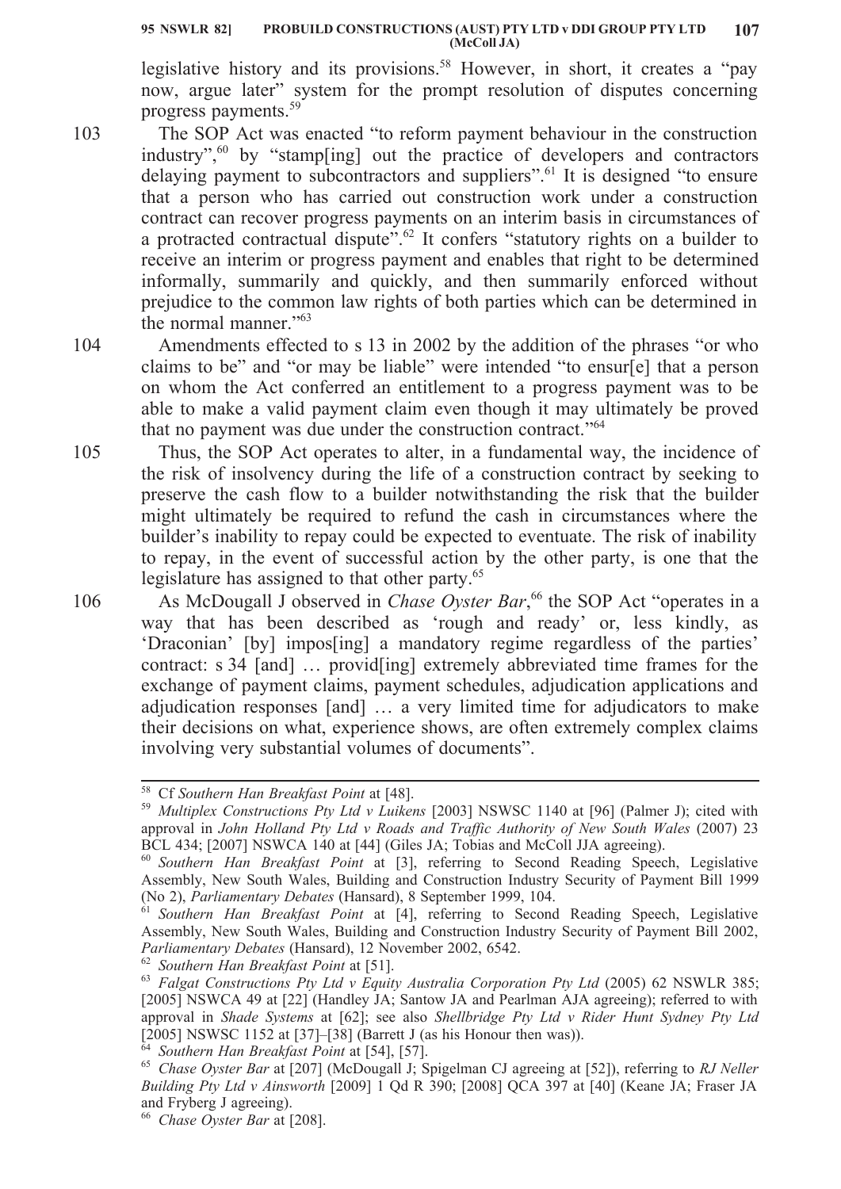legislative history and its provisions.[58] However, in short, it creates a "pay now, argue later" system for the prompt resolution of disputes concerning progress payments.[59]

103 The SOP Act was enacted "to reform payment behaviour in the construction industry",[60] by "stamp[ing] out the practice of developers and contractors delaying payment to subcontractors and suppliers".[61] It is designed "to ensure that a person who has carried out construction work under a construction contract can recover progress payments on an interim basis in circumstances of a protracted contractual dispute".[62] It confers "statutory rights on a builder to receive an interim or progress payment and enables that right to be determined informally, summarily and quickly, and then summarily enforced without prejudice to the common law rights of both parties which can be determined in the normal manner."[63]

104 Amendments effected to s 13 in 2002 by the addition of the phrases "or who claims to be" and "or may be liable" were intended "to ensur[e] that a person on whom the Act conferred an entitlement to a progress payment was to be able to make a valid payment claim even though it may ultimately be proved that no payment was due under the construction contract."[64]

105 Thus, the SOP Act operates to alter, in a fundamental way, the incidence of the risk of insolvency during the life of a construction contract by seeking to preserve the cash flow to a builder notwithstanding the risk that the builder might ultimately be required to refund the cash in circumstances where the builder's inability to repay could be expected to eventuate. The risk of inability to repay, in the event of successful action by the other party, is one that the legislature has assigned to that other party.[65]

106 As McDougall J observed in *Chase Oyster Bar*,[66] the SOP Act "operates in a way that has been described as 'rough and ready' or, less kindly, as 'Draconian' [by] impos[ing] a mandatory regime regardless of the parties' contract: s 34 [and] … provid[ing] extremely abbreviated time frames for the exchange of payment claims, payment schedules, adjudication applications and adjudication responses [and] … a very limited time for adjudicators to make their decisions on what, experience shows, are often extremely complex claims involving very substantial volumes of documents".

---

[58] Cf *Southern Han Breakfast Point* at [48].

[59] *Multiplex Constructions Pty Ltd v Luikens* [2003] NSWSC 1140 at [96] (Palmer J); cited with approval in *John Holland Pty Ltd v Roads and Traffic Authority of New South Wales* (2007) 23 BCL 434; [2007] NSWCA 140 at [44] (Giles JA; Tobias and McColl JJA agreeing).

[60] *Southern Han Breakfast Point* at [3], referring to Second Reading Speech, Legislative Assembly, New South Wales, Building and Construction Industry Security of Payment Bill 1999 (No 2), *Parliamentary Debates* (Hansard), 8 September 1999, 104.

[61] *Southern Han Breakfast Point* at [4], referring to Second Reading Speech, Legislative Assembly, New South Wales, Building and Construction Industry Security of Payment Bill 2002, *Parliamentary Debates* (Hansard), 12 November 2002, 6542.

[62] *Southern Han Breakfast Point* at [51].

[63] *Falgat Constructions Pty Ltd v Equity Australia Corporation Pty Ltd* (2005) 62 NSWLR 385; [2005] NSWCA 49 at [22] (Handley JA; Santow JA and Pearlman AJA agreeing); referred to with approval in *Shade Systems* at [62]; see also *Shellbridge Pty Ltd v Rider Hunt Sydney Pty Ltd* [2005] NSWSC 1152 at [37]–[38] (Barrett J (as his Honour then was)).

[64] *Southern Han Breakfast Point* at [54], [57].

[65] *Chase Oyster Bar* at [207] (McDougall J; Spigelman CJ agreeing at [52]), referring to *RJ Neller Building Pty Ltd v Ainsworth* [2009] 1 Qd R 390; [2008] QCA 397 at [40] (Keane JA; Fraser JA and Fryberg J agreeing).

[66] *Chase Oyster Bar* at [208].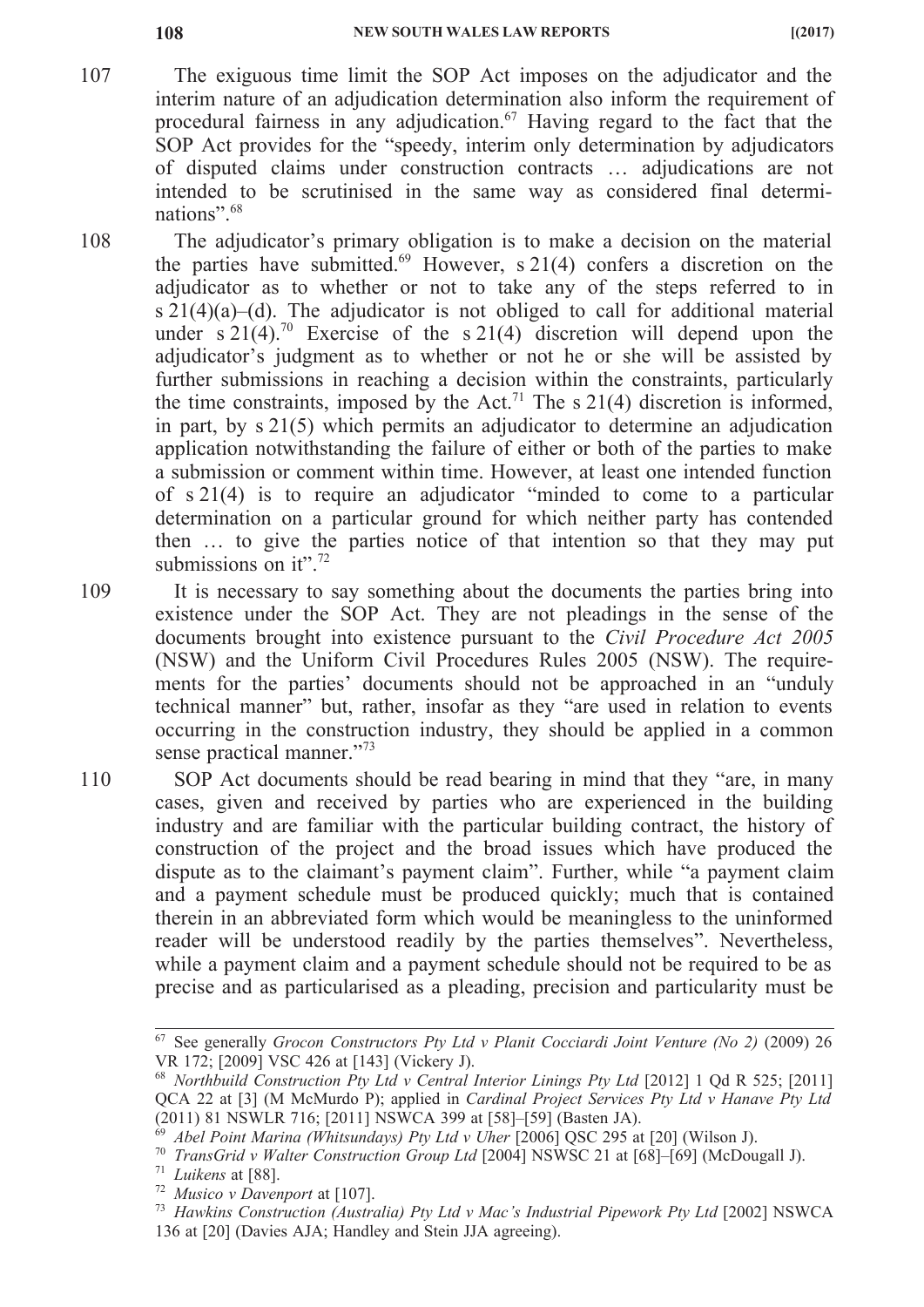107 The exiguous time limit the SOP Act imposes on the adjudicator and the interim nature of an adjudication determination also inform the requirement of procedural fairness in any adjudication.[67] Having regard to the fact that the SOP Act provides for the "speedy, interim only determination by adjudicators of disputed claims under construction contracts … adjudications are not intended to be scrutinised in the same way as considered final determinations".[68]

108 The adjudicator's primary obligation is to make a decision on the material the parties have submitted.[69] However, s 21(4) confers a discretion on the adjudicator as to whether or not to take any of the steps referred to in s 21(4)(a)–(d). The adjudicator is not obliged to call for additional material under s 21(4).[70] Exercise of the s 21(4) discretion will depend upon the adjudicator's judgment as to whether or not he or she will be assisted by further submissions in reaching a decision within the constraints, particularly the time constraints, imposed by the Act.[71] The s 21(4) discretion is informed, in part, by s 21(5) which permits an adjudicator to determine an adjudication application notwithstanding the failure of either or both of the parties to make a submission or comment within time. However, at least one intended function of s 21(4) is to require an adjudicator "minded to come to a particular determination on a particular ground for which neither party has contended then … to give the parties notice of that intention so that they may put submissions on it".[72]

109 It is necessary to say something about the documents the parties bring into existence under the SOP Act. They are not pleadings in the sense of the documents brought into existence pursuant to the *Civil Procedure Act 2005* (NSW) and the Uniform Civil Procedures Rules 2005 (NSW). The requirements for the parties' documents should not be approached in an "unduly technical manner" but, rather, insofar as they "are used in relation to events occurring in the construction industry, they should be applied in a common sense practical manner."[73]

110 SOP Act documents should be read bearing in mind that they "are, in many cases, given and received by parties who are experienced in the building industry and are familiar with the particular building contract, the history of construction of the project and the broad issues which have produced the dispute as to the claimant's payment claim". Further, while "a payment claim and a payment schedule must be produced quickly; much that is contained therein in an abbreviated form which would be meaningless to the uninformed reader will be understood readily by the parties themselves". Nevertheless, while a payment claim and a payment schedule should not be required to be as precise and as particularised as a pleading, precision and particularity must be

---

67 See generally *Grocon Constructors Pty Ltd v Planit Cocciardi Joint Venture (No 2)* (2009) 26 VR 172; [2009] VSC 426 at [143] (Vickery J).

68 *Northbuild Construction Pty Ltd v Central Interior Linings Pty Ltd* [2012] 1 Qd R 525; [2011] QCA 22 at [3] (M McMurdo P); applied in *Cardinal Project Services Pty Ltd v Hanave Pty Ltd* (2011) 81 NSWLR 716; [2011] NSWCA 399 at [58]–[59] (Basten JA).

69 *Abel Point Marina (Whitsundays) Pty Ltd v Uher* [2006] QSC 295 at [20] (Wilson J).

70 *TransGrid v Walter Construction Group Ltd* [2004] NSWSC 21 at [68]–[69] (McDougall J).

71 *Luikens* at [88].

72 *Musico v Davenport* at [107].

73 *Hawkins Construction (Australia) Pty Ltd v Mac's Industrial Pipework Pty Ltd* [2002] NSWCA 136 at [20] (Davies AJA; Handley and Stein JJA agreeing).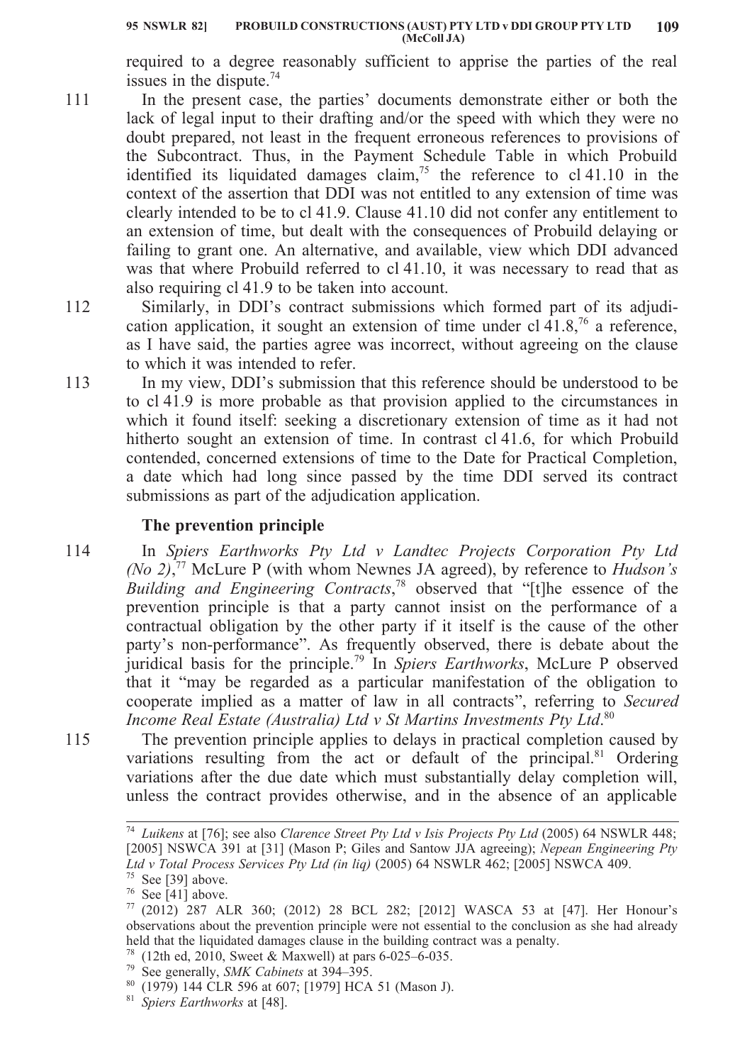required to a degree reasonably sufficient to apprise the parties of the real issues in the dispute.[74]

111 In the present case, the parties' documents demonstrate either or both the lack of legal input to their drafting and/or the speed with which they were no doubt prepared, not least in the frequent erroneous references to provisions of the Subcontract. Thus, in the Payment Schedule Table in which Probuild identified its liquidated damages claim,[75] the reference to cl 41.10 in the context of the assertion that DDI was not entitled to any extension of time was clearly intended to be to cl 41.9. Clause 41.10 did not confer any entitlement to an extension of time, but dealt with the consequences of Probuild delaying or failing to grant one. An alternative, and available, view which DDI advanced was that where Probuild referred to cl 41.10, it was necessary to read that as also requiring cl 41.9 to be taken into account.

112 Similarly, in DDI's contract submissions which formed part of its adjudication application, it sought an extension of time under cl 41.8,[76] a reference, as I have said, the parties agree was incorrect, without agreeing on the clause to which it was intended to refer.

113 In my view, DDI's submission that this reference should be understood to be to cl 41.9 is more probable as that provision applied to the circumstances in which it found itself: seeking a discretionary extension of time as it had not hitherto sought an extension of time. In contrast cl 41.6, for which Probuild contended, concerned extensions of time to the Date for Practical Completion, a date which had long since passed by the time DDI served its contract submissions as part of the adjudication application.

## The prevention principle

114 In *Spiers Earthworks Pty Ltd v Landtec Projects Corporation Pty Ltd (No 2)*,[77] McLure P (with whom Newnes JA agreed), by reference to *Hudson's Building and Engineering Contracts*,[78] observed that "[t]he essence of the prevention principle is that a party cannot insist on the performance of a contractual obligation by the other party if it itself is the cause of the other party's non-performance". As frequently observed, there is debate about the juridical basis for the principle.[79] In *Spiers Earthworks*, McLure P observed that it "may be regarded as a particular manifestation of the obligation to cooperate implied as a matter of law in all contracts", referring to *Secured Income Real Estate (Australia) Ltd v St Martins Investments Pty Ltd*.[80]

115 The prevention principle applies to delays in practical completion caused by variations resulting from the act or default of the principal.[81] Ordering variations after the due date which must substantially delay completion will, unless the contract provides otherwise, and in the absence of an applicable

---

[74] *Luikens* at [76]; see also *Clarence Street Pty Ltd v Isis Projects Pty Ltd* (2005) 64 NSWLR 448; [2005] NSWCA 391 at [31] (Mason P; Giles and Santow JJA agreeing); *Nepean Engineering Pty Ltd v Total Process Services Pty Ltd (in liq)* (2005) 64 NSWLR 462; [2005] NSWCA 409.

[75] See [39] above.

[76] See [41] above.

[77] (2012) 287 ALR 360; (2012) 28 BCL 282; [2012] WASCA 53 at [47]. Her Honour's observations about the prevention principle were not essential to the conclusion as she had already held that the liquidated damages clause in the building contract was a penalty.

[78] (12th ed, 2010, Sweet & Maxwell) at pars 6-025–6-035.

[79] See generally, *SMK Cabinets* at 394–395.

[80] (1979) 144 CLR 596 at 607; [1979] HCA 51 (Mason J).

[81] *Spiers Earthworks* at [48].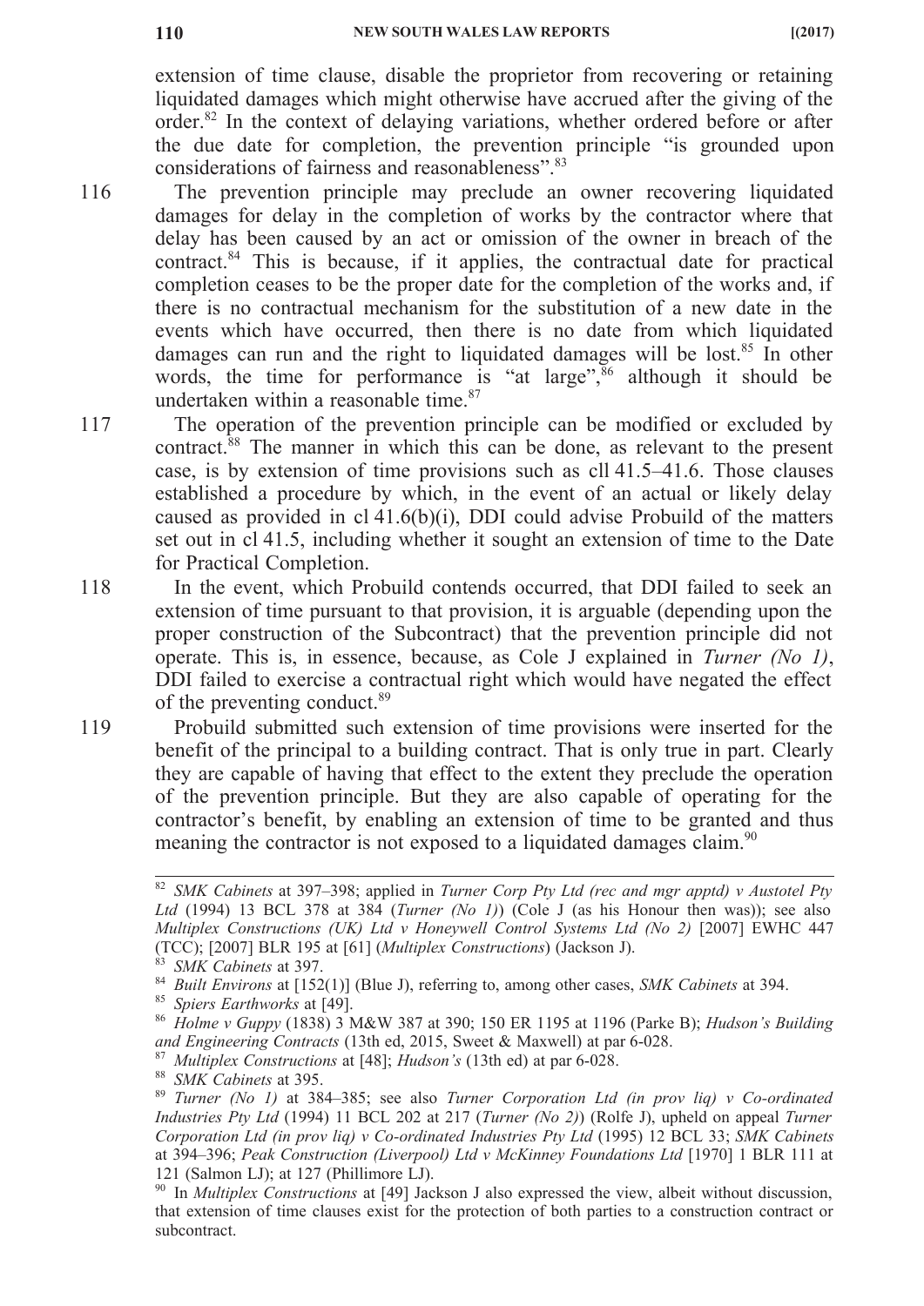extension of time clause, disable the proprietor from recovering or retaining liquidated damages which might otherwise have accrued after the giving of the order.[82] In the context of delaying variations, whether ordered before or after the due date for completion, the prevention principle "is grounded upon considerations of fairness and reasonableness".[83]

116 The prevention principle may preclude an owner recovering liquidated damages for delay in the completion of works by the contractor where that delay has been caused by an act or omission of the owner in breach of the contract.[84] This is because, if it applies, the contractual date for practical completion ceases to be the proper date for the completion of the works and, if there is no contractual mechanism for the substitution of a new date in the events which have occurred, then there is no date from which liquidated damages can run and the right to liquidated damages will be lost.[85] In other words, the time for performance is "at large",[86] although it should be undertaken within a reasonable time.[87]

117 The operation of the prevention principle can be modified or excluded by contract.[88] The manner in which this can be done, as relevant to the present case, is by extension of time provisions such as cll 41.5–41.6. Those clauses established a procedure by which, in the event of an actual or likely delay caused as provided in cl 41.6(b)(i), DDI could advise Probuild of the matters set out in cl 41.5, including whether it sought an extension of time to the Date for Practical Completion.

118 In the event, which Probuild contends occurred, that DDI failed to seek an extension of time pursuant to that provision, it is arguable (depending upon the proper construction of the Subcontract) that the prevention principle did not operate. This is, in essence, because, as Cole J explained in *Turner (No 1)*, DDI failed to exercise a contractual right which would have negated the effect of the preventing conduct.[89]

119 Probuild submitted such extension of time provisions were inserted for the benefit of the principal to a building contract. That is only true in part. Clearly they are capable of having that effect to the extent they preclude the operation of the prevention principle. But they are also capable of operating for the contractor's benefit, by enabling an extension of time to be granted and thus meaning the contractor is not exposed to a liquidated damages claim.[90]

---

[82] *SMK Cabinets* at 397–398; applied in *Turner Corp Pty Ltd (rec and mgr apptd) v Austotel Pty Ltd* (1994) 13 BCL 378 at 384 (*Turner (No 1)*) (Cole J (as his Honour then was)); see also *Multiplex Constructions (UK) Ltd v Honeywell Control Systems Ltd (No 2)* [2007] EWHC 447 (TCC); [2007] BLR 195 at [61] (*Multiplex Constructions*) (Jackson J).

[83] *SMK Cabinets* at 397.

[84] *Built Environs* at [152(1)] (Blue J), referring to, among other cases, *SMK Cabinets* at 394.

[85] *Spiers Earthworks* at [49].

[86] *Holme v Guppy* (1838) 3 M&W 387 at 390; 150 ER 1195 at 1196 (Parke B); *Hudson's Building and Engineering Contracts* (13th ed, 2015, Sweet & Maxwell) at par 6-028.

[87] *Multiplex Constructions* at [48]; *Hudson's* (13th ed) at par 6-028.

[88] *SMK Cabinets* at 395.

[89] *Turner (No 1)* at 384–385; see also *Turner Corporation Ltd (in prov liq) v Co-ordinated Industries Pty Ltd* (1994) 11 BCL 202 at 217 (*Turner (No 2)*) (Rolfe J), upheld on appeal *Turner Corporation Ltd (in prov liq) v Co-ordinated Industries Pty Ltd* (1995) 12 BCL 33; *SMK Cabinets* at 394–396; *Peak Construction (Liverpool) Ltd v McKinney Foundations Ltd* [1970] 1 BLR 111 at 121 (Salmon LJ); at 127 (Phillimore LJ).

[90] In *Multiplex Constructions* at [49] Jackson J also expressed the view, albeit without discussion, that extension of time clauses exist for the protection of both parties to a construction contract or subcontract.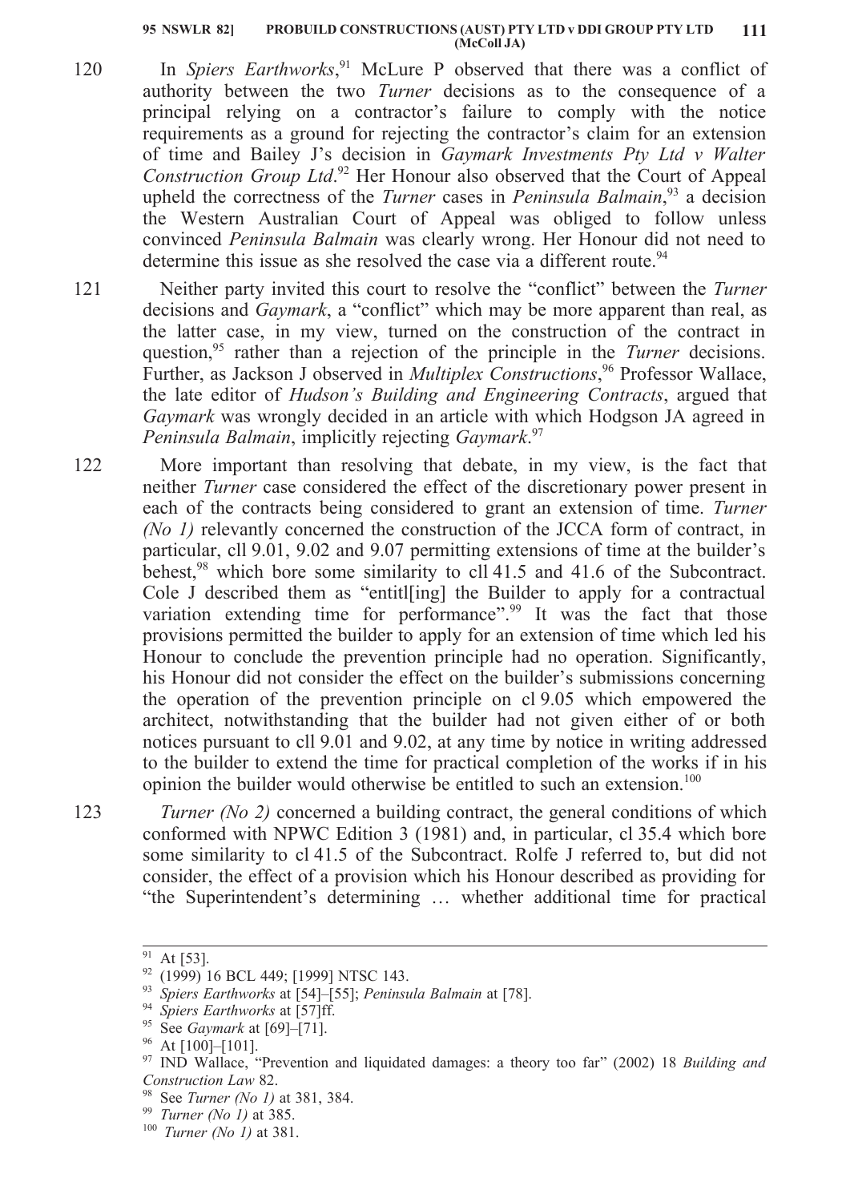120 In *Spiers Earthworks*,[91] McLure P observed that there was a conflict of authority between the two *Turner* decisions as to the consequence of a principal relying on a contractor's failure to comply with the notice requirements as a ground for rejecting the contractor's claim for an extension of time and Bailey J's decision in *Gaymark Investments Pty Ltd v Walter Construction Group Ltd*.[92] Her Honour also observed that the Court of Appeal upheld the correctness of the *Turner* cases in *Peninsula Balmain*,[93] a decision the Western Australian Court of Appeal was obliged to follow unless convinced *Peninsula Balmain* was clearly wrong. Her Honour did not need to determine this issue as she resolved the case via a different route.[94]

121 Neither party invited this court to resolve the "conflict" between the *Turner* decisions and *Gaymark*, a "conflict" which may be more apparent than real, as the latter case, in my view, turned on the construction of the contract in question,[95] rather than a rejection of the principle in the *Turner* decisions. Further, as Jackson J observed in *Multiplex Constructions*,[96] Professor Wallace, the late editor of *Hudson's Building and Engineering Contracts*, argued that *Gaymark* was wrongly decided in an article with which Hodgson JA agreed in *Peninsula Balmain*, implicitly rejecting *Gaymark*.[97]

122 More important than resolving that debate, in my view, is the fact that neither *Turner* case considered the effect of the discretionary power present in each of the contracts being considered to grant an extension of time. *Turner (No 1)* relevantly concerned the construction of the JCCA form of contract, in particular, cll 9.01, 9.02 and 9.07 permitting extensions of time at the builder's behest,[98] which bore some similarity to cll 41.5 and 41.6 of the Subcontract. Cole J described them as "entitl[ing] the Builder to apply for a contractual variation extending time for performance".[99] It was the fact that those provisions permitted the builder to apply for an extension of time which led his Honour to conclude the prevention principle had no operation. Significantly, his Honour did not consider the effect on the builder's submissions concerning the operation of the prevention principle on cl 9.05 which empowered the architect, notwithstanding that the builder had not given either of or both notices pursuant to cll 9.01 and 9.02, at any time by notice in writing addressed to the builder to extend the time for practical completion of the works if in his opinion the builder would otherwise be entitled to such an extension.[100]

123 *Turner (No 2)* concerned a building contract, the general conditions of which conformed with NPWC Edition 3 (1981) and, in particular, cl 35.4 which bore some similarity to cl 41.5 of the Subcontract. Rolfe J referred to, but did not consider, the effect of a provision which his Honour described as providing for "the Superintendent's determining … whether additional time for practical

---

[91] At [53].

[92] (1999) 16 BCL 449; [1999] NTSC 143.

[93] *Spiers Earthworks* at [54]–[55]; *Peninsula Balmain* at [78].

[94] *Spiers Earthworks* at [57]ff.

[95] See *Gaymark* at [69]–[71].

[96] At [100]–[101].

[97] IND Wallace, "Prevention and liquidated damages: a theory too far" (2002) 18 *Building and Construction Law* 82.

[98] See *Turner (No 1)* at 381, 384.

[99] *Turner (No 1)* at 385.

[100] *Turner (No 1)* at 381.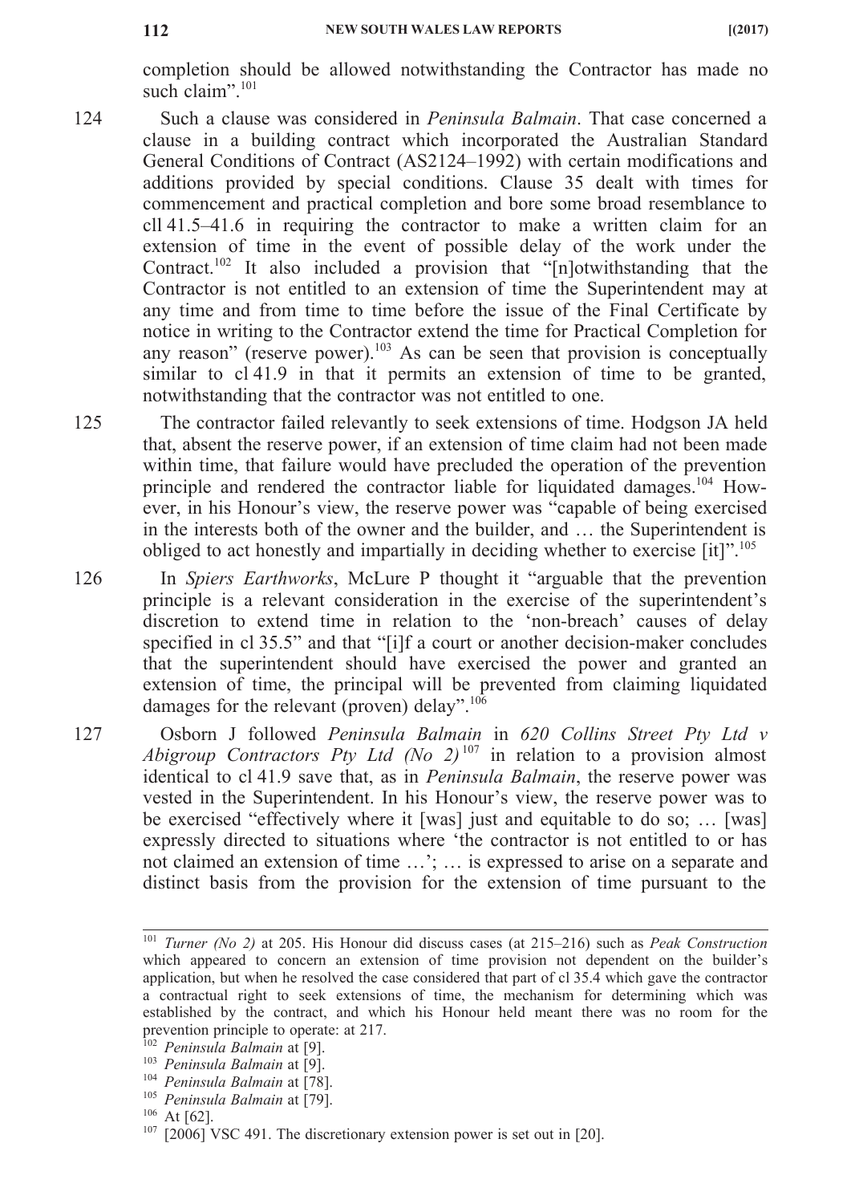completion should be allowed notwithstanding the Contractor has made no such claim".[101]

124 Such a clause was considered in *Peninsula Balmain*. That case concerned a clause in a building contract which incorporated the Australian Standard General Conditions of Contract (AS2124–1992) with certain modifications and additions provided by special conditions. Clause 35 dealt with times for commencement and practical completion and bore some broad resemblance to cll 41.5–41.6 in requiring the contractor to make a written claim for an extension of time in the event of possible delay of the work under the Contract.[102] It also included a provision that "[n]otwithstanding that the Contractor is not entitled to an extension of time the Superintendent may at any time and from time to time before the issue of the Final Certificate by notice in writing to the Contractor extend the time for Practical Completion for any reason" (reserve power).[103] As can be seen that provision is conceptually similar to cl 41.9 in that it permits an extension of time to be granted, notwithstanding that the contractor was not entitled to one.

125 The contractor failed relevantly to seek extensions of time. Hodgson JA held that, absent the reserve power, if an extension of time claim had not been made within time, that failure would have precluded the operation of the prevention principle and rendered the contractor liable for liquidated damages.[104] However, in his Honour's view, the reserve power was "capable of being exercised in the interests both of the owner and the builder, and … the Superintendent is obliged to act honestly and impartially in deciding whether to exercise [it]".[105]

126 In *Spiers Earthworks*, McLure P thought it "arguable that the prevention principle is a relevant consideration in the exercise of the superintendent's discretion to extend time in relation to the 'non-breach' causes of delay specified in cl 35.5" and that "[i]f a court or another decision-maker concludes that the superintendent should have exercised the power and granted an extension of time, the principal will be prevented from claiming liquidated damages for the relevant (proven) delay".[106]

127 Osborn J followed *Peninsula Balmain* in *620 Collins Street Pty Ltd v Abigroup Contractors Pty Ltd (No 2)*[107] in relation to a provision almost identical to cl 41.9 save that, as in *Peninsula Balmain*, the reserve power was vested in the Superintendent. In his Honour's view, the reserve power was to be exercised "effectively where it [was] just and equitable to do so; … [was] expressly directed to situations where 'the contractor is not entitled to or has not claimed an extension of time …'; … is expressed to arise on a separate and distinct basis from the provision for the extension of time pursuant to the

---

101 *Turner (No 2)* at 205. His Honour did discuss cases (at 215–216) such as *Peak Construction* which appeared to concern an extension of time provision not dependent on the builder's application, but when he resolved the case considered that part of cl 35.4 which gave the contractor a contractual right to seek extensions of time, the mechanism for determining which was established by the contract, and which his Honour held meant there was no room for the prevention principle to operate: at 217.

102 *Peninsula Balmain* at [9].

103 *Peninsula Balmain* at [9].

104 *Peninsula Balmain* at [78].

105 *Peninsula Balmain* at [79].

106 At [62].

107 [2006] VSC 491. The discretionary extension power is set out in [20].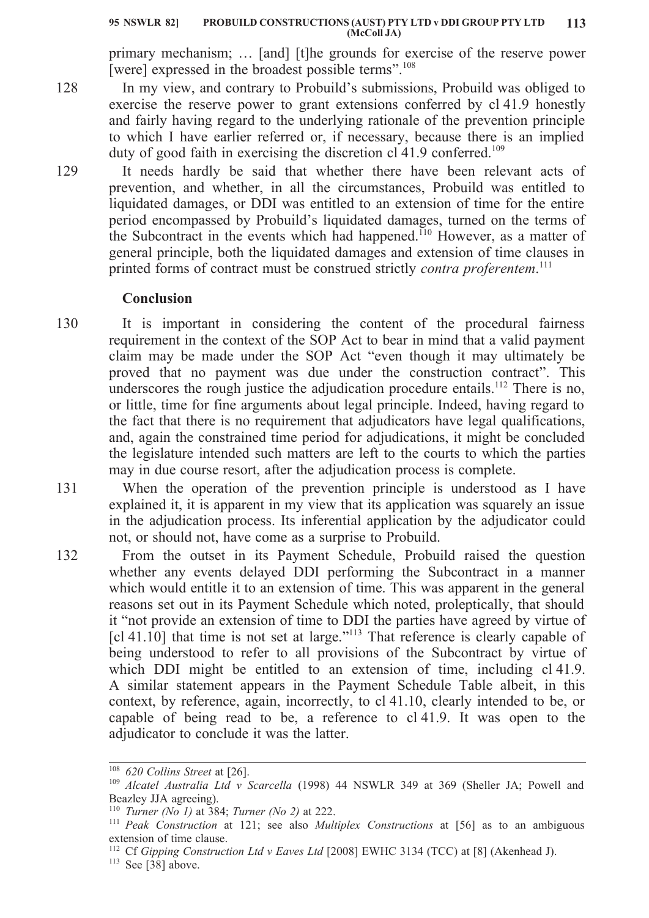primary mechanism; … [and] [t]he grounds for exercise of the reserve power [were] expressed in the broadest possible terms".[108]

128 In my view, and contrary to Probuild's submissions, Probuild was obliged to exercise the reserve power to grant extensions conferred by cl 41.9 honestly and fairly having regard to the underlying rationale of the prevention principle to which I have earlier referred or, if necessary, because there is an implied duty of good faith in exercising the discretion cl 41.9 conferred.[109]

129 It needs hardly be said that whether there have been relevant acts of prevention, and whether, in all the circumstances, Probuild was entitled to liquidated damages, or DDI was entitled to an extension of time for the entire period encompassed by Probuild's liquidated damages, turned on the terms of the Subcontract in the events which had happened.[110] However, as a matter of general principle, both the liquidated damages and extension of time clauses in printed forms of contract must be construed strictly *contra proferentem*.[111]

### Conclusion

130 It is important in considering the content of the procedural fairness requirement in the context of the SOP Act to bear in mind that a valid payment claim may be made under the SOP Act "even though it may ultimately be proved that no payment was due under the construction contract". This underscores the rough justice the adjudication procedure entails.[112] There is no, or little, time for fine arguments about legal principle. Indeed, having regard to the fact that there is no requirement that adjudicators have legal qualifications, and, again the constrained time period for adjudications, it might be concluded the legislature intended such matters are left to the courts to which the parties may in due course resort, after the adjudication process is complete.

131 When the operation of the prevention principle is understood as I have explained it, it is apparent in my view that its application was squarely an issue in the adjudication process. Its inferential application by the adjudicator could not, or should not, have come as a surprise to Probuild.

132 From the outset in its Payment Schedule, Probuild raised the question whether any events delayed DDI performing the Subcontract in a manner which would entitle it to an extension of time. This was apparent in the general reasons set out in its Payment Schedule which noted, proleptically, that should it "not provide an extension of time to DDI the parties have agreed by virtue of [cl 41.10] that time is not set at large."[113] That reference is clearly capable of being understood to refer to all provisions of the Subcontract by virtue of which DDI might be entitled to an extension of time, including cl 41.9. A similar statement appears in the Payment Schedule Table albeit, in this context, by reference, again, incorrectly, to cl 41.10, clearly intended to be, or capable of being read to be, a reference to cl 41.9. It was open to the adjudicator to conclude it was the latter.

---

[108] *620 Collins Street* at [26].

[109] *Alcatel Australia Ltd v Scarcella* (1998) 44 NSWLR 349 at 369 (Sheller JA; Powell and Beazley JJA agreeing).

[110] *Turner (No 1)* at 384; *Turner (No 2)* at 222.

[111] *Peak Construction* at 121; see also *Multiplex Constructions* at [56] as to an ambiguous extension of time clause.

[112] Cf *Gipping Construction Ltd v Eaves Ltd* [2008] EWHC 3134 (TCC) at [8] (Akenhead J).

[113] See [38] above.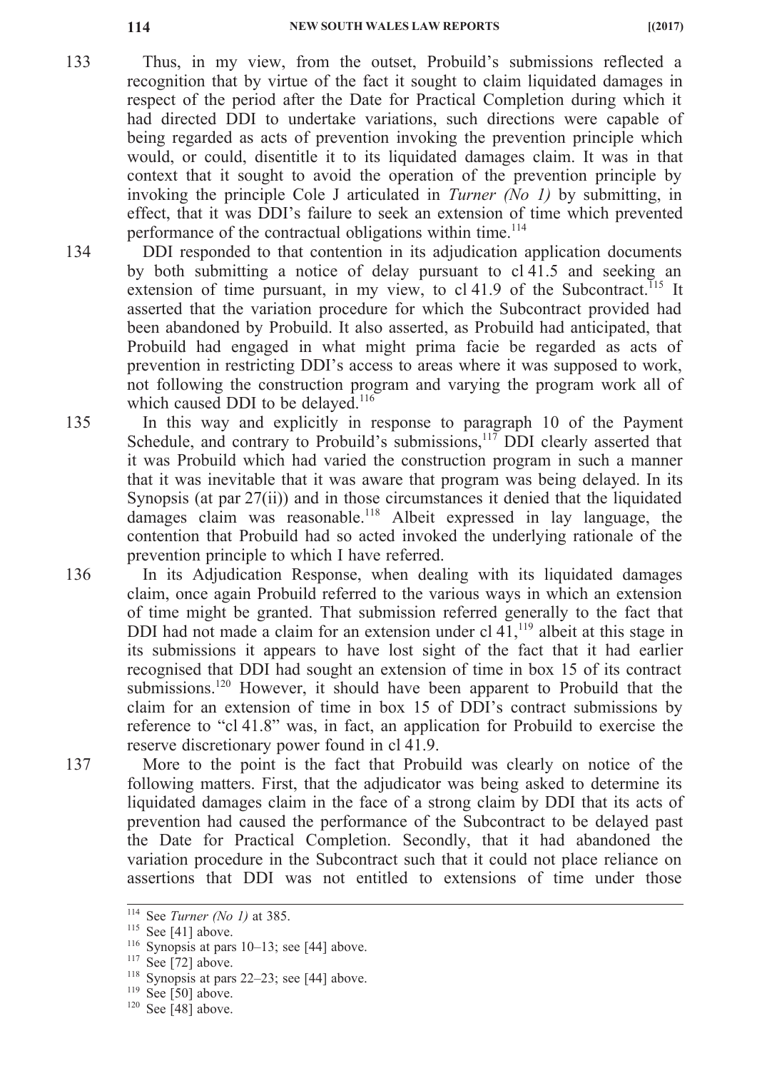133 Thus, in my view, from the outset, Probuild's submissions reflected a recognition that by virtue of the fact it sought to claim liquidated damages in respect of the period after the Date for Practical Completion during which it had directed DDI to undertake variations, such directions were capable of being regarded as acts of prevention invoking the prevention principle which would, or could, disentitle it to its liquidated damages claim. It was in that context that it sought to avoid the operation of the prevention principle by invoking the principle Cole J articulated in *Turner (No 1)* by submitting, in effect, that it was DDI's failure to seek an extension of time which prevented performance of the contractual obligations within time.[114]

134 DDI responded to that contention in its adjudication application documents by both submitting a notice of delay pursuant to cl 41.5 and seeking an extension of time pursuant, in my view, to cl 41.9 of the Subcontract.[115] It asserted that the variation procedure for which the Subcontract provided had been abandoned by Probuild. It also asserted, as Probuild had anticipated, that Probuild had engaged in what might prima facie be regarded as acts of prevention in restricting DDI's access to areas where it was supposed to work, not following the construction program and varying the program work all of which caused DDI to be delayed.[116]

135 In this way and explicitly in response to paragraph 10 of the Payment Schedule, and contrary to Probuild's submissions,[117] DDI clearly asserted that it was Probuild which had varied the construction program in such a manner that it was inevitable that it was aware that program was being delayed. In its Synopsis (at par 27(ii)) and in those circumstances it denied that the liquidated damages claim was reasonable.[118] Albeit expressed in lay language, the contention that Probuild had so acted invoked the underlying rationale of the prevention principle to which I have referred.

136 In its Adjudication Response, when dealing with its liquidated damages claim, once again Probuild referred to the various ways in which an extension of time might be granted. That submission referred generally to the fact that DDI had not made a claim for an extension under cl 41,[119] albeit at this stage in its submissions it appears to have lost sight of the fact that it had earlier recognised that DDI had sought an extension of time in box 15 of its contract submissions.[120] However, it should have been apparent to Probuild that the claim for an extension of time in box 15 of DDI's contract submissions by reference to "cl 41.8" was, in fact, an application for Probuild to exercise the reserve discretionary power found in cl 41.9.

137 More to the point is the fact that Probuild was clearly on notice of the following matters. First, that the adjudicator was being asked to determine its liquidated damages claim in the face of a strong claim by DDI that its acts of prevention had caused the performance of the Subcontract to be delayed past the Date for Practical Completion. Secondly, that it had abandoned the variation procedure in the Subcontract such that it could not place reliance on assertions that DDI was not entitled to extensions of time under those

---

[114] See *Turner (No 1)* at 385.

[115] See [41] above.

[116] Synopsis at pars 10–13; see [44] above.

[117] See [72] above.

[118] Synopsis at pars 22–23; see [44] above.

[119] See [50] above.

[120] See [48] above.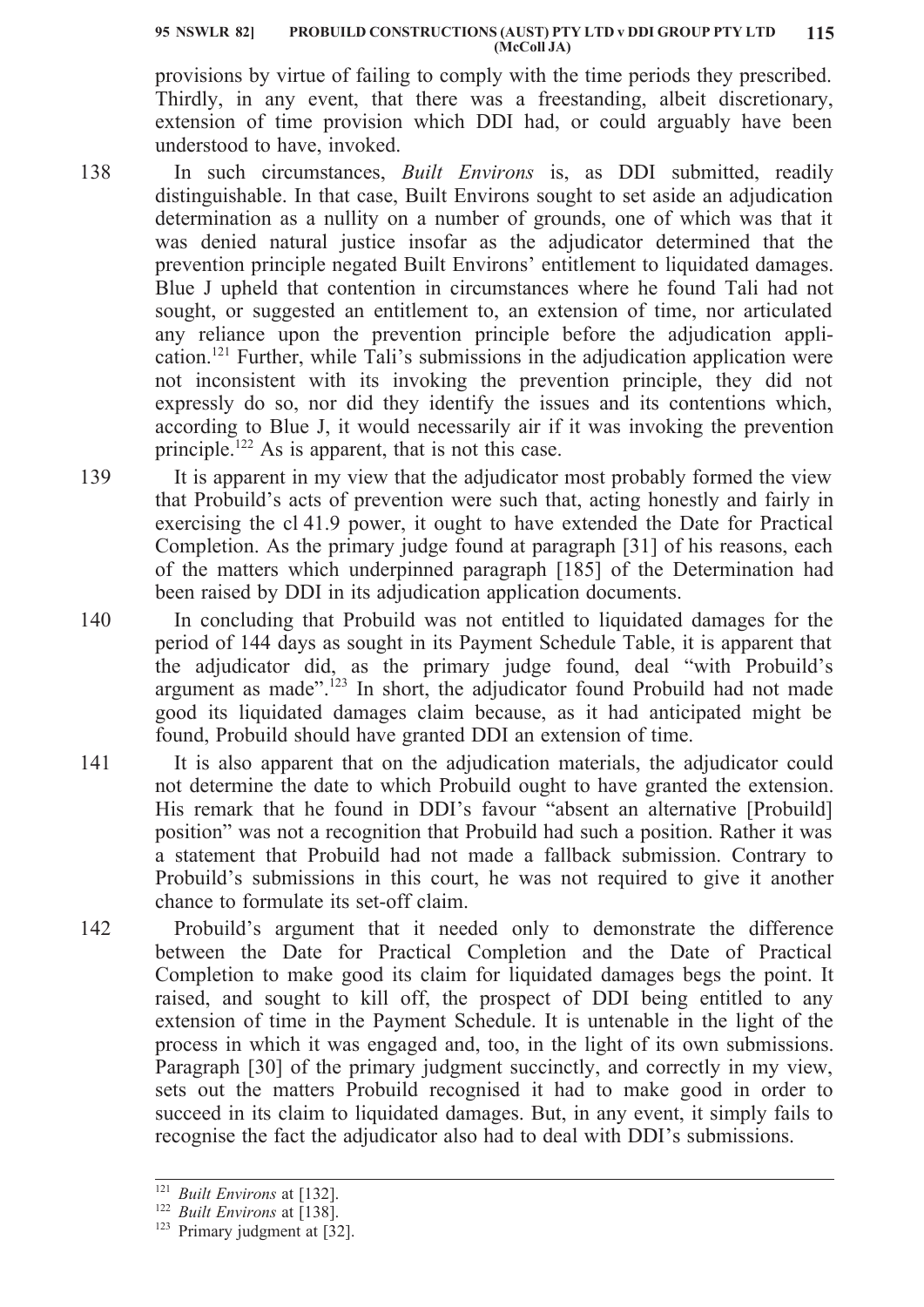provisions by virtue of failing to comply with the time periods they prescribed. Thirdly, in any event, that there was a freestanding, albeit discretionary, extension of time provision which DDI had, or could arguably have been understood to have, invoked.

138 In such circumstances, *Built Environs* is, as DDI submitted, readily distinguishable. In that case, Built Environs sought to set aside an adjudication determination as a nullity on a number of grounds, one of which was that it was denied natural justice insofar as the adjudicator determined that the prevention principle negated Built Environs' entitlement to liquidated damages. Blue J upheld that contention in circumstances where he found Tali had not sought, or suggested an entitlement to, an extension of time, nor articulated any reliance upon the prevention principle before the adjudication application.[121] Further, while Tali's submissions in the adjudication application were not inconsistent with its invoking the prevention principle, they did not expressly do so, nor did they identify the issues and its contentions which, according to Blue J, it would necessarily air if it was invoking the prevention principle.[122] As is apparent, that is not this case.

139 It is apparent in my view that the adjudicator most probably formed the view that Probuild's acts of prevention were such that, acting honestly and fairly in exercising the cl 41.9 power, it ought to have extended the Date for Practical Completion. As the primary judge found at paragraph [31] of his reasons, each of the matters which underpinned paragraph [185] of the Determination had been raised by DDI in its adjudication application documents.

140 In concluding that Probuild was not entitled to liquidated damages for the period of 144 days as sought in its Payment Schedule Table, it is apparent that the adjudicator did, as the primary judge found, deal "with Probuild's argument as made".[123] In short, the adjudicator found Probuild had not made good its liquidated damages claim because, as it had anticipated might be found, Probuild should have granted DDI an extension of time.

141 It is also apparent that on the adjudication materials, the adjudicator could not determine the date to which Probuild ought to have granted the extension. His remark that he found in DDI's favour "absent an alternative [Probuild] position" was not a recognition that Probuild had such a position. Rather it was a statement that Probuild had not made a fallback submission. Contrary to Probuild's submissions in this court, he was not required to give it another chance to formulate its set-off claim.

142 Probuild's argument that it needed only to demonstrate the difference between the Date for Practical Completion and the Date of Practical Completion to make good its claim for liquidated damages begs the point. It raised, and sought to kill off, the prospect of DDI being entitled to any extension of time in the Payment Schedule. It is untenable in the light of the process in which it was engaged and, too, in the light of its own submissions. Paragraph [30] of the primary judgment succinctly, and correctly in my view, sets out the matters Probuild recognised it had to make good in order to succeed in its claim to liquidated damages. But, in any event, it simply fails to recognise the fact the adjudicator also had to deal with DDI's submissions.

---

[121] *Built Environs* at [132].

[122] *Built Environs* at [138].

[123] Primary judgment at [32].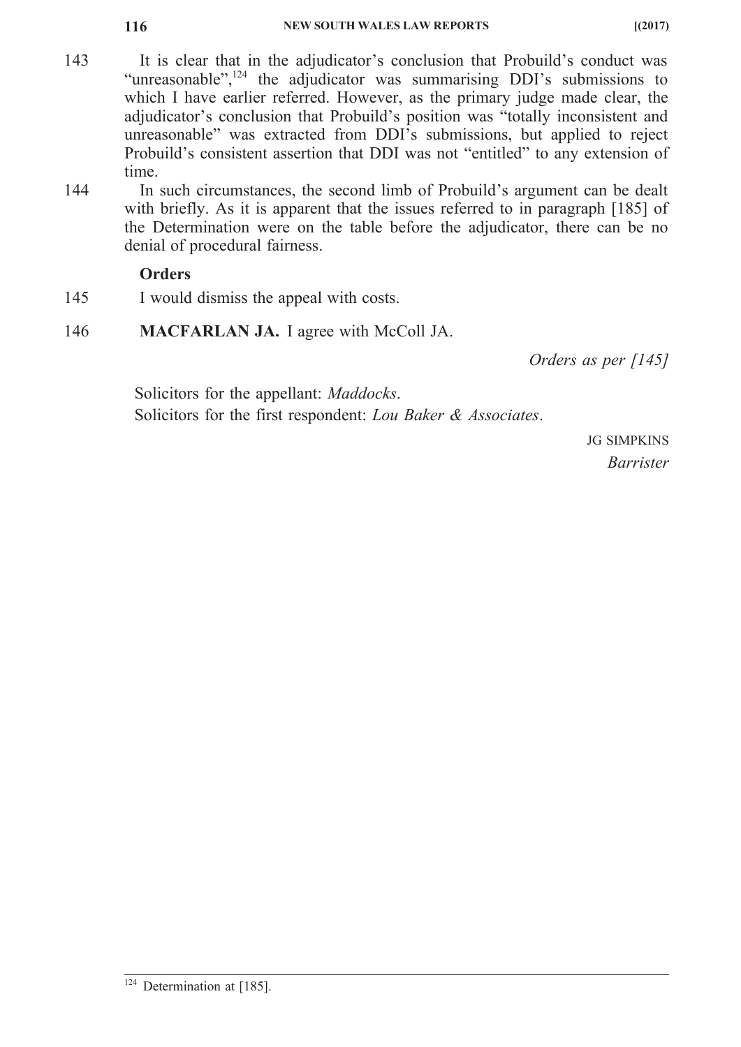143 It is clear that in the adjudicator's conclusion that Probuild's conduct was "unreasonable",[124] the adjudicator was summarising DDI's submissions to which I have earlier referred. However, as the primary judge made clear, the adjudicator's conclusion that Probuild's position was "totally inconsistent and unreasonable" was extracted from DDI's submissions, but applied to reject Probuild's consistent assertion that DDI was not "entitled" to any extension of time.

144 In such circumstances, the second limb of Probuild's argument can be dealt with briefly. As it is apparent that the issues referred to in paragraph [185] of the Determination were on the table before the adjudicator, there can be no denial of procedural fairness.

**Orders**

145 I would dismiss the appeal with costs.

146 **MACFARLAN JA.** I agree with McColl JA.

*Orders as per [145]*

Solicitors for the appellant: *Maddocks*.

Solicitors for the first respondent: *Lou Baker & Associates*.

JG SIMPKINS

*Barrister*

[124] Determination at [185].